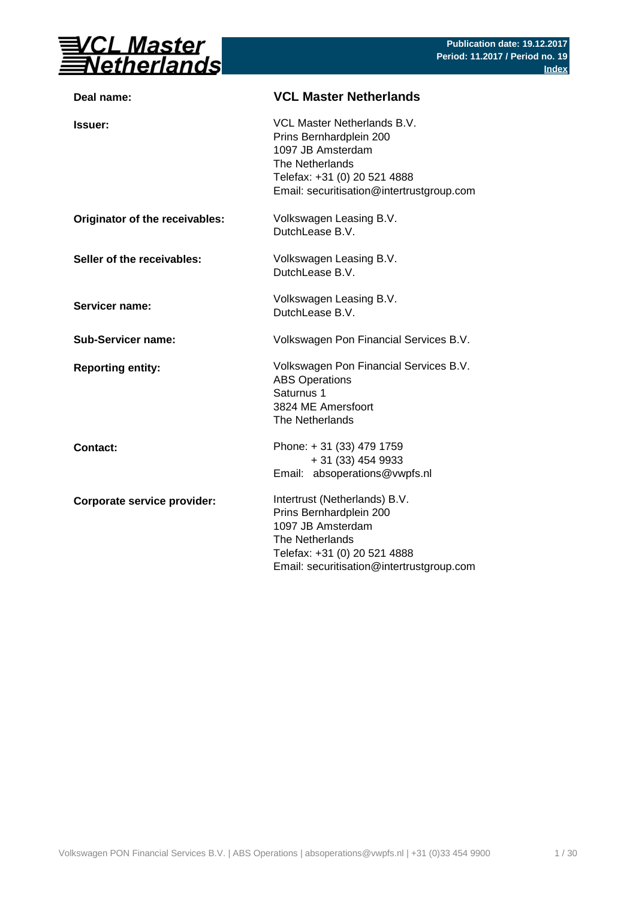# VCL Master Netherlands

**Publication date: 19.12.2017**
**Period: 11.2017 / Period no. 19**
**Index**

| | |
|---|---|
| **Deal name:** | **VCL Master Netherlands** |
| **Issuer:** | VCL Master Netherlands B.V.<br>Prins Bernhardplein 200<br>1097 JB Amsterdam<br>The Netherlands<br>Telefax: +31 (0) 20 521 4888<br>Email: securitisation@intertrustgroup.com |
| **Originator of the receivables:** | Volkswagen Leasing B.V.<br>DutchLease B.V. |
| **Seller of the receivables:** | Volkswagen Leasing B.V.<br>DutchLease B.V. |
| **Servicer name:** | Volkswagen Leasing B.V.<br>DutchLease B.V. |
| **Sub-Servicer name:** | Volkswagen Pon Financial Services B.V. |
| **Reporting entity:** | Volkswagen Pon Financial Services B.V.<br>ABS Operations<br>Saturnus 1<br>3824 ME Amersfoort<br>The Netherlands |
| **Contact:** | Phone: + 31 (33) 479 1759<br>+ 31 (33) 454 9933<br>Email: absoperations@vwpfs.nl |
| **Corporate service provider:** | Intertrust (Netherlands) B.V.<br>Prins Bernhardplein 200<br>1097 JB Amsterdam<br>The Netherlands<br>Telefax: +31 (0) 20 521 4888<br>Email: securitisation@intertrustgroup.com |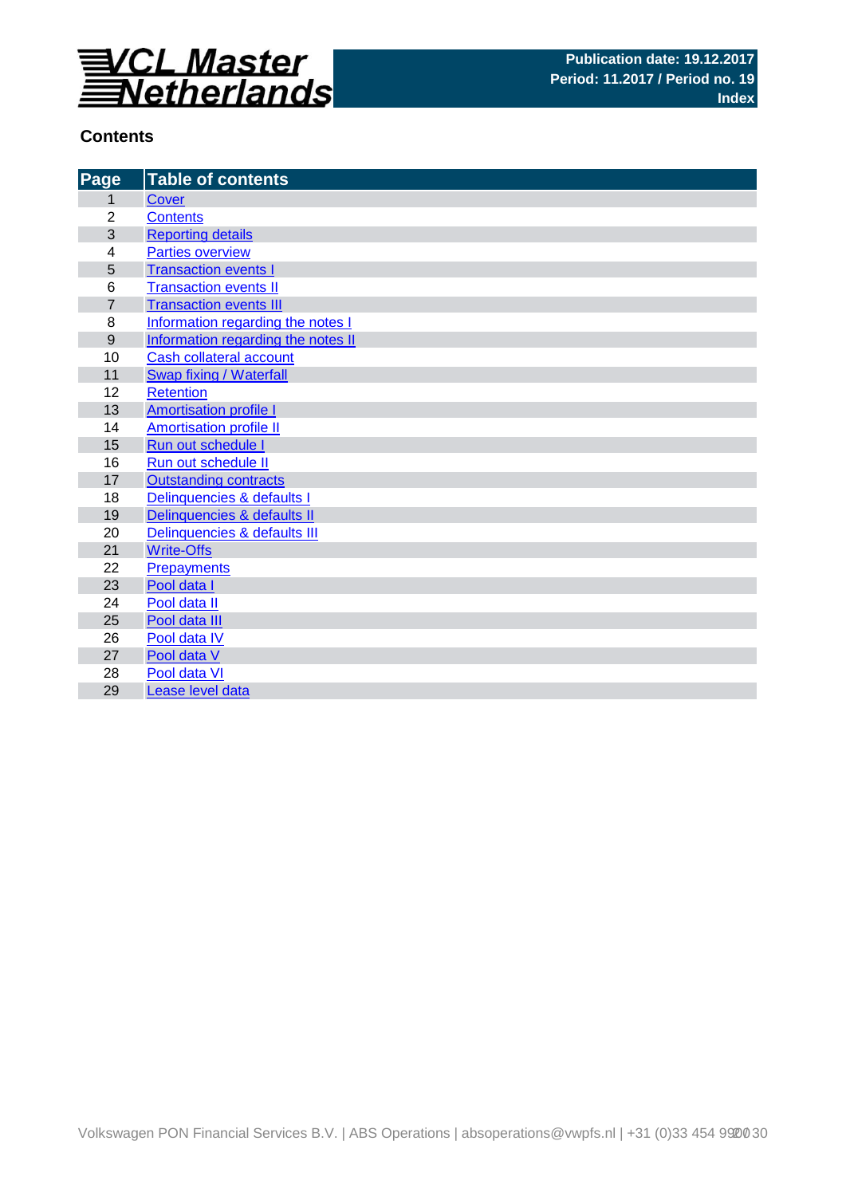**VCL Master Netherlands**

**Publication date: 19.12.2017**
**Period: 11.2017 / Period no. 19**
**Index**

## Contents

| Page | Table of contents |
|---|---|
| 1 | Cover |
| 2 | Contents |
| 3 | Reporting details |
| 4 | Parties overview |
| 5 | Transaction events I |
| 6 | Transaction events II |
| 7 | Transaction events III |
| 8 | Information regarding the notes I |
| 9 | Information regarding the notes II |
| 10 | Cash collateral account |
| 11 | Swap fixing / Waterfall |
| 12 | Retention |
| 13 | Amortisation profile I |
| 14 | Amortisation profile II |
| 15 | Run out schedule I |
| 16 | Run out schedule II |
| 17 | Outstanding contracts |
| 18 | Delinquencies & defaults I |
| 19 | Delinquencies & defaults II |
| 20 | Delinquencies & defaults III |
| 21 | Write-Offs |
| 22 | Prepayments |
| 23 | Pool data I |
| 24 | Pool data II |
| 25 | Pool data III |
| 26 | Pool data IV |
| 27 | Pool data V |
| 28 | Pool data VI |
| 29 | Lease level data |

Volkswagen PON Financial Services B.V. | ABS Operations | absoperations@vwpfs.nl | +31 (0)33 454 9900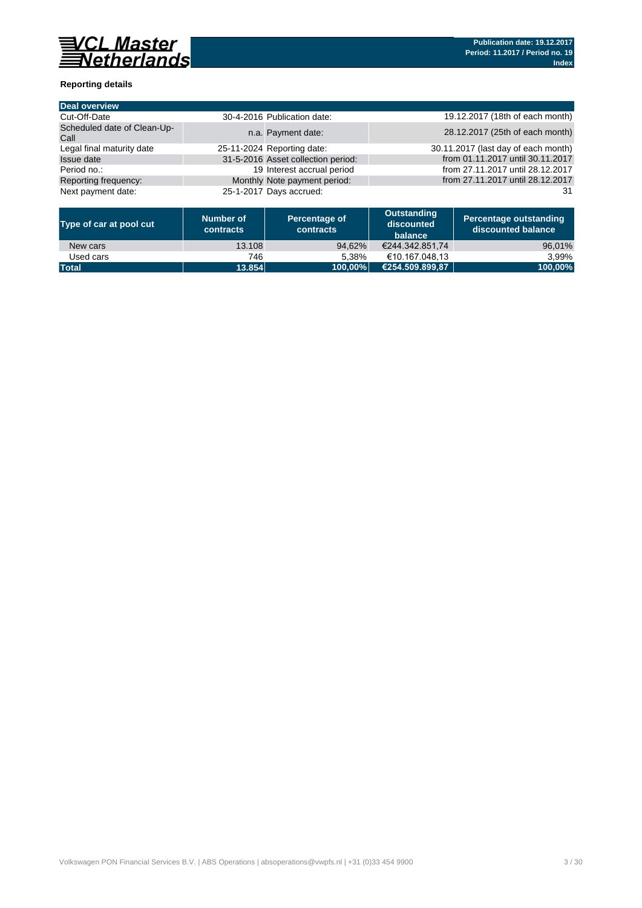**Reporting details**

| Deal overview | | | |
|---|---|---|---|
| Cut-Off-Date | 30-4-2016 | Publication date: | 19.12.2017 (18th of each month) |
| Scheduled date of Clean-Up-Call | n.a. | Payment date: | 28.12.2017 (25th of each month) |
| Legal final maturity date | 25-11-2024 | Reporting date: | 30.11.2017 (last day of each month) |
| Issue date | 31-5-2016 | Asset collection period: | from 01.11.2017 until 30.11.2017 |
| Period no.: | 19 | Interest accrual period | from 27.11.2017 until 28.12.2017 |
| Reporting frequency: | Monthly | Note payment period: | from 27.11.2017 until 28.12.2017 |
| Next payment date: | 25-1-2017 | Days accrued: | 31 |

| Type of car at pool cut | Number of contracts | Percentage of contracts | Outstanding discounted balance | Percentage outstanding discounted balance |
|---|---|---|---|---|
| New cars | 13.108 | 94,62% | €244.342.851,74 | 96,01% |
| Used cars | 746 | 5,38% | €10.167.048,13 | 3,99% |
| **Total** | **13.854** | **100,00%** | **€254.509.899,87** | **100,00%** |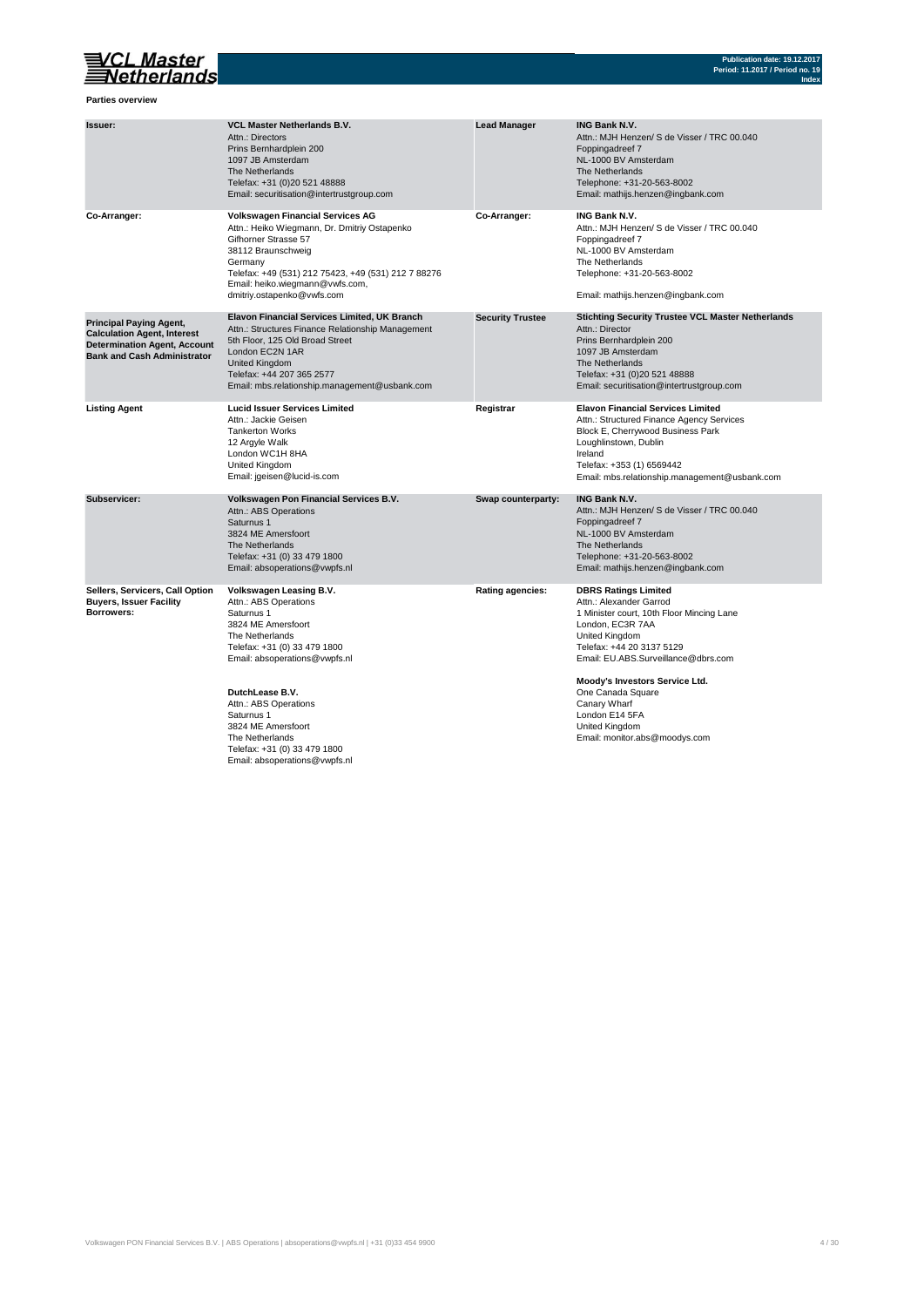**Parties overview**

| | | | |
|---|---|---|---|
| **Issuer:** | **VCL Master Netherlands B.V.**<br>Attn.: Directors<br>Prins Bernhardplein 200<br>1097 JB Amsterdam<br>The Netherlands<br>Telefax: +31 (0)20 521 48888<br>Email: securitisation@intertrustgroup.com | **Lead Manager** | **ING Bank N.V.**<br>Attn.: MJH Henzen/ S de Visser / TRC 00.040<br>Foppingadreef 7<br>NL-1000 BV Amsterdam<br>The Netherlands<br>Telephone: +31-20-563-8002<br>Email: mathijs.henzen@ingbank.com |
| **Co-Arranger:** | **Volkswagen Financial Services AG**<br>Attn.: Heiko Wiegmann, Dr. Dmitriy Ostapenko<br>Gifhorner Strasse 57<br>38112 Braunschweig<br>Germany<br>Telefax: +49 (531) 212 75423, +49 (531) 212 7 88276<br>Email: heiko.wiegmann@vwfs.com,<br>dmitriy.ostapenko@vwfs.com | **Co-Arranger:** | **ING Bank N.V.**<br>Attn.: MJH Henzen/ S de Visser / TRC 00.040<br>Foppingadreef 7<br>NL-1000 BV Amsterdam<br>The Netherlands<br>Telephone: +31-20-563-8002<br>Email: mathijs.henzen@ingbank.com |
| **Principal Paying Agent, Calculation Agent, Interest Determination Agent, Account Bank and Cash Administrator** | **Elavon Financial Services Limited, UK Branch**<br>Attn.: Structures Finance Relationship Management<br>5th Floor, 125 Old Broad Street<br>London EC2N 1AR<br>United Kingdom<br>Telefax: +44 207 365 2577<br>Email: mbs.relationship.management@usbank.com | **Security Trustee** | **Stichting Security Trustee VCL Master Netherlands**<br>Attn.: Director<br>Prins Bernhardplein 200<br>1097 JB Amsterdam<br>The Netherlands<br>Telefax: +31 (0)20 521 48888<br>Email: securitisation@intertrustgroup.com |
| **Listing Agent** | **Lucid Issuer Services Limited**<br>Attn.: Jackie Geisen<br>Tankerton Works<br>12 Argyle Walk<br>London WC1H 8HA<br>United Kingdom<br>Email: jgeisen@lucid-is.com | **Registrar** | **Elavon Financial Services Limited**<br>Attn.: Structured Finance Agency Services<br>Block E, Cherrywood Business Park<br>Loughlinstown, Dublin<br>Ireland<br>Telefax: +353 (1) 6569442<br>Email: mbs.relationship.management@usbank.com |
| **Subservicer:** | **Volkswagen Pon Financial Services B.V.**<br>Attn.: ABS Operations<br>Saturnus 1<br>3824 ME Amersfoort<br>The Netherlands<br>Telefax: +31 (0) 33 479 1800<br>Email: absoperations@vwpfs.nl | **Swap counterparty:** | **ING Bank N.V.**<br>Attn.: MJH Henzen/ S de Visser / TRC 00.040<br>Foppingadreef 7<br>NL-1000 BV Amsterdam<br>The Netherlands<br>Telephone: +31-20-563-8002<br>Email: mathijs.henzen@ingbank.com |
| **Sellers, Servicers, Call Option Buyers, Issuer Facility Borrowers:** | **Volkswagen Leasing B.V.**<br>Attn.: ABS Operations<br>Saturnus 1<br>3824 ME Amersfoort<br>The Netherlands<br>Telefax: +31 (0) 33 479 1800<br>Email: absoperations@vwpfs.nl<br><br>**DutchLease B.V.**<br>Attn.: ABS Operations<br>Saturnus 1<br>3824 ME Amersfoort<br>The Netherlands<br>Telefax: +31 (0) 33 479 1800<br>Email: absoperations@vwpfs.nl | **Rating agencies:** | **DBRS Ratings Limited**<br>Attn.: Alexander Garrod<br>1 Minister court, 10th Floor Mincing Lane<br>London, EC3R 7AA<br>United Kingdom<br>Telefax: +44 20 3137 5129<br>Email: EU.ABS.Surveillance@dbrs.com<br><br>**Moody's Investors Service Ltd.**<br>One Canada Square<br>Canary Wharf<br>London E14 5FA<br>United Kingdom<br>Email: monitor.abs@moodys.com |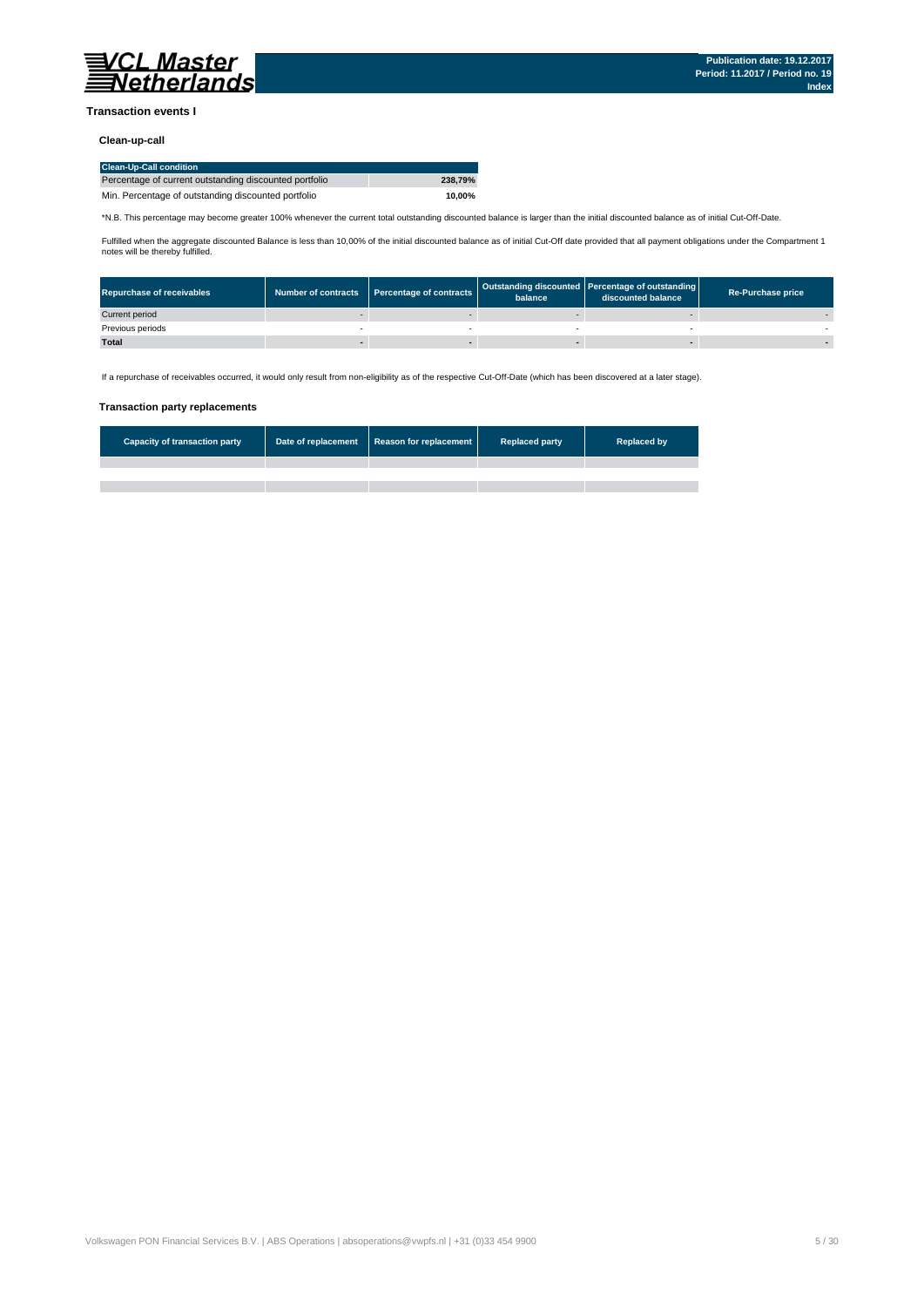## Transaction events I

### Clean-up-call

| Clean-Up-Call condition | |
|---|---|
| Percentage of current outstanding discounted portfolio | 238,79% |
| Min. Percentage of outstanding discounted portfolio | 10,00% |

*N.B. This percentage may become greater 100% whenever the current total outstanding discounted balance is larger than the initial discounted balance as of initial Cut-Off-Date.

Fulfilled when the aggregate discounted Balance is less than 10,00% of the initial discounted balance as of initial Cut-Off date provided that all payment obligations under the Compartment 1 notes will be thereby fulfilled.

| Repurchase of receivables | Number of contracts | Percentage of contracts | Outstanding discounted balance | Percentage of outstanding discounted balance | Re-Purchase price |
|---|---|---|---|---|---|
| Current period | - | - | - | - | - |
| Previous periods | - | - | - | - | - |
| **Total** | **-** | **-** | **-** | **-** | **-** |

If a repurchase of receivables occurred, it would only result from non-eligibility as of the respective Cut-Off-Date (which has been discovered at a later stage).

### Transaction party replacements

| Capacity of transaction party | Date of replacement | Reason for replacement | Replaced party | Replaced by |
|---|---|---|---|---|
| | | | | |
| | | | | |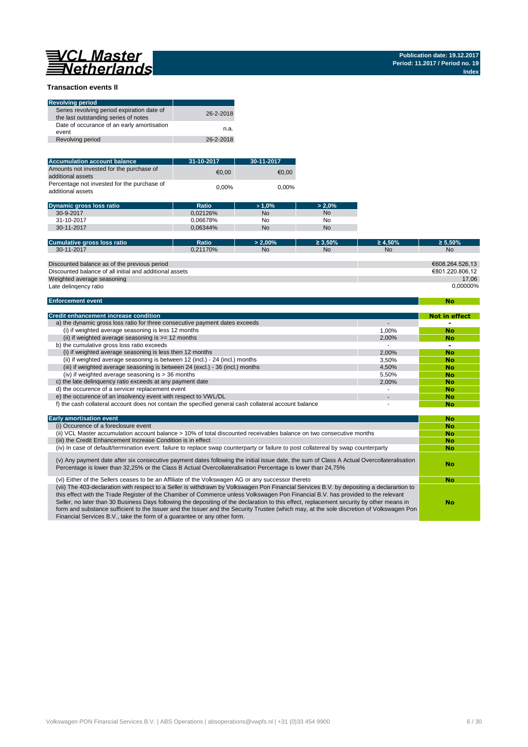## Transaction events II

| Revolving period | |
|---|---|
| Series revolving period expiration date of the last outstanding series of notes | 26-2-2018 |
| Date of occurance of an early amortisation event | n.a. |
| Revolving period | 26-2-2018 |

| Accumulation account balance | 31-10-2017 | 30-11-2017 |
|---|---|---|
| Amounts not invested for the purchase of additional assets | €0,00 | €0,00 |
| Percentage not invested for the purchase of additional assets | 0,00% | 0,00% |

| Dynamic gross loss ratio | Ratio | > 1,0% | > 2,0% |
|---|---|---|---|
| 30-9-2017 | 0,02126% | No | No |
| 31-10-2017 | 0,06678% | No | No |
| 30-11-2017 | 0,06344% | No | No |

| Cumulative gross loss ratio | Ratio | > 2,00% | ≥ 3,50% | ≥ 4,50% | ≥ 5,50% |
|---|---|---|---|---|---|
| 30-11-2017 | 0,21170% | No | No | No | No |

| | |
|---|---|
| Discounted balance as of the previous period | €608.264.526,13 |
| Discounted balance of all initial and additional assets | €801.220.806,12 |
| Weighted average seasoning | 17,06 |
| Late delinqency ratio | 0,00000% |

| Enforcement event | No |
|---|---|

| Credit enhancement increase condition | | Not in effect |
|---|---|---|
| a) the dynamic gross loss ratio for three consecutive payment dates exceeds | - | - |
| (i) if weighted average seasoning is less 12 months | 1,00% | No |
| (ii) if weighted average seasoning is >= 12 months | 2,00% | No |
| b) the cumulative gross loss ratio exceeds | - | - |
| (i) if weighted average seasoning is less then 12 months | 2,00% | No |
| (ii) if weighted average seasoning is between 12 (incl.) - 24 (incl.) months | 3,50% | No |
| (iii) if weighted average seasoning is between 24 (excl.) - 36 (incl.) months | 4,50% | No |
| (iv) if weighted average seasoning is > 36 months | 5,50% | No |
| c) the late delinquency ratio exceeds at any payment date | 2,00% | No |
| d) the occurence of a servicer replacement event | - | No |
| e) the occurence of an insolvency event with respect to VWL/DL | - | No |
| f) the cash collateral account does not contain the specified general cash collateral account balance | - | No |

| Early amortisation event | No |
|---|---|
| (i) Occurence of a foreclosure event | No |
| (ii) VCL Master accumulation account balance > 10% of total discounted receivables balance on two consecutive months | No |
| (iii) the Credit Enhancement Increase Condition is in effect | No |
| (iv) In case of default/termination event: failure to replace swap counterparty or failure to post collatereal by swap counterparty | No |
| (v) Any payment date after six consecutive payment dates following the initial issue date, the sum of Class A Actual Overcollateralisation Percentage is lower than 32,25% or the Class B Actual Overcollateralisation Percentage is lower than 24,75% | No |
| (vi) Either of the Sellers ceases to be an Affiliate of the Volkswagen AG or any successor thereto | No |
| (vii) The 403-declaration with respect to a Seller is withdrawn by Volkswagen Pon Financial Services B.V. by depositing a declarartion to this effect with the Trade Register of the Chamber of Commerce unless Volkswagen Pon Financial B.V. has provided to the relevant Seller, no later than 30 Business Days following the depositing of the declaration to this effect, replacement security by other means in form and substance sufficient to the Issuer and the Issuer and the Security Trustee (which may, at the sole discretion of Volkswagen Pon Financial Services B.V., take the form of a guarantee or any other form. | No |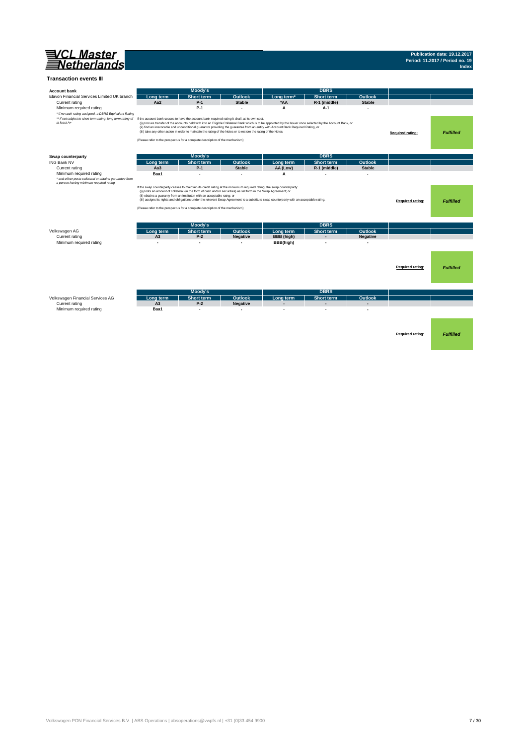**VCL Master Netherlands**

**Publication date: 19.12.2017**
**Period: 11.2017 / Period no. 19**
**Index**

## Transaction events III

**Account bank**

| Elavon Financial Services Limited UK branch | Moody's | | | DBRS | | | | |
|---|---|---|---|---|---|---|---|---|
| | Long term | Short term | Outlook | Long term* | Short term | Outlook | | |
| Current rating | Aa2 | P-1 | Stable | *AA | R-1 (middle) | Stable | | |
| Minimum required rating | | P-1 | - | A | A-1 | - | | |

*\* if no such rating assigned, a DBRS Equivalent Rating*

*\*\* if not subject to short-term rating, long term rating of at least A+*

If the account bank ceases to have the account bank required rating it shall, at its own cost,
(i) procure transfer of the accounts held with it to an Eligible Collateral Bank which is to be appointed by the Issuer once selected by the Account Bank, or
(ii) find an irrevocable and unconditional guarantor providing the guarantee from an entity with Account Bank Required Rating, or
(iii) take any other action in order to maintain the rating of the Notes or to restore the rating of the Notes.

(Please refer to the prospectus for a complete description of the mechanism)

**Required rating:** *Fulfilled*

**Swap counterparty**

| ING Bank NV | Moody's | | | DBRS | | | | |
|---|---|---|---|---|---|---|---|---|
| | Long term | Short term | Outlook | Long term | Short term | Outlook | | |
| Current rating | Aa3 | P-1 | Stable | AA (Low) | R-1 (middle) | Stable | | |
| Minimum required rating | Baa1 | - | - | A | - | - | | |

*\* and either posts collateral or obtains garuantee from a person having minimum required rating*

If the swap counterparty ceases to maintain its credit rating at the miniumum required rating, the swap counterparty:
(i) posts an amount of collateral (in the form of cash and/or securities) as set forth in the Swap Agreement; or
(ii) obtains a guaranty from an instituton with an acceptable rating; or
(iii) assigns its rights and obligations under the relevant Swap Agreement to a substitute swap counterparty with an acceptable rating.

(Please refer to the prospectus for a complete description of the mechanism)

**Required rating:** *Fulfilled*

| Volkswagen AG | Moody's | | | DBRS | | | | |
|---|---|---|---|---|---|---|---|---|
| | Long term | Short term | Outlook | Long term | Short term | Outlook | | |
| Current rating | A3 | P-2 | Negative | BBB (high) | - | Negative | | |
| Minimum required rating | - | - | - | BBB(high) | - | - | | |

**Required rating:** *Fulfilled*

| Volkswagen Financial Services AG | Moody's | | | DBRS | | | | |
|---|---|---|---|---|---|---|---|---|
| | Long term | Short term | Outlook | Long term | Short term | Outlook | | |
| Current rating | A3 | P-2 | Negative | - | - | - | | |
| Minimum required rating | Baa1 | - | - | - | - | - | | |

**Required rating:** *Fulfilled*

Volkswagen PON Financial Services B.V. | ABS Operations | absoperations@vwpfs.nl | +31 (0)33 454 9900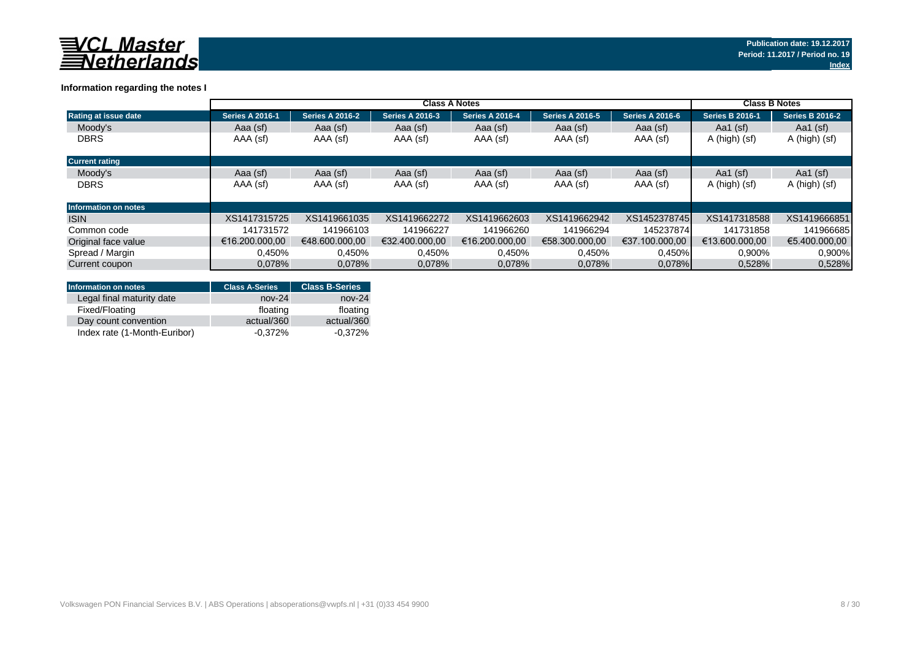**Information regarding the notes I**

| | Class A Notes | | | | | | Class B Notes | |
|---|---|---|---|---|---|---|---|---|
| **Rating at issue date** | **Series A 2016-1** | **Series A 2016-2** | **Series A 2016-3** | **Series A 2016-4** | **Series A 2016-5** | **Series A 2016-6** | **Series B 2016-1** | **Series B 2016-2** |
| Moody's | Aaa (sf) | Aaa (sf) | Aaa (sf) | Aaa (sf) | Aaa (sf) | Aaa (sf) | Aa1 (sf) | Aa1 (sf) |
| DBRS | AAA (sf) | AAA (sf) | AAA (sf) | AAA (sf) | AAA (sf) | AAA (sf) | A (high) (sf) | A (high) (sf) |
| **Current rating** | | | | | | | | |
| Moody's | Aaa (sf) | Aaa (sf) | Aaa (sf) | Aaa (sf) | Aaa (sf) | Aaa (sf) | Aa1 (sf) | Aa1 (sf) |
| DBRS | AAA (sf) | AAA (sf) | AAA (sf) | AAA (sf) | AAA (sf) | AAA (sf) | A (high) (sf) | A (high) (sf) |
| **Information on notes** | | | | | | | | |
| ISIN | XS1417315725 | XS1419661035 | XS1419662272 | XS1419662603 | XS1419662942 | XS1452378745 | XS1417318588 | XS1419666851 |
| Common code | 141731572 | 141966103 | 141966227 | 141966260 | 141966294 | 145237874 | 141731858 | 141966685 |
| Original face value | €16.200.000,00 | €48.600.000,00 | €32.400.000,00 | €16.200.000,00 | €58.300.000,00 | €37.100.000,00 | €13.600.000,00 | €5.400.000,00 |
| Spread / Margin | 0,450% | 0,450% | 0,450% | 0,450% | 0,450% | 0,450% | 0,900% | 0,900% |
| Current coupon | 0,078% | 0,078% | 0,078% | 0,078% | 0,078% | 0,078% | 0,528% | 0,528% |

| Information on notes | Class A-Series | Class B-Series |
|---|---|---|
| Legal final maturity date | nov-24 | nov-24 |
| Fixed/Floating | floating | floating |
| Day count convention | actual/360 | actual/360 |
| Index rate (1-Month-Euribor) | -0,372% | -0,372% |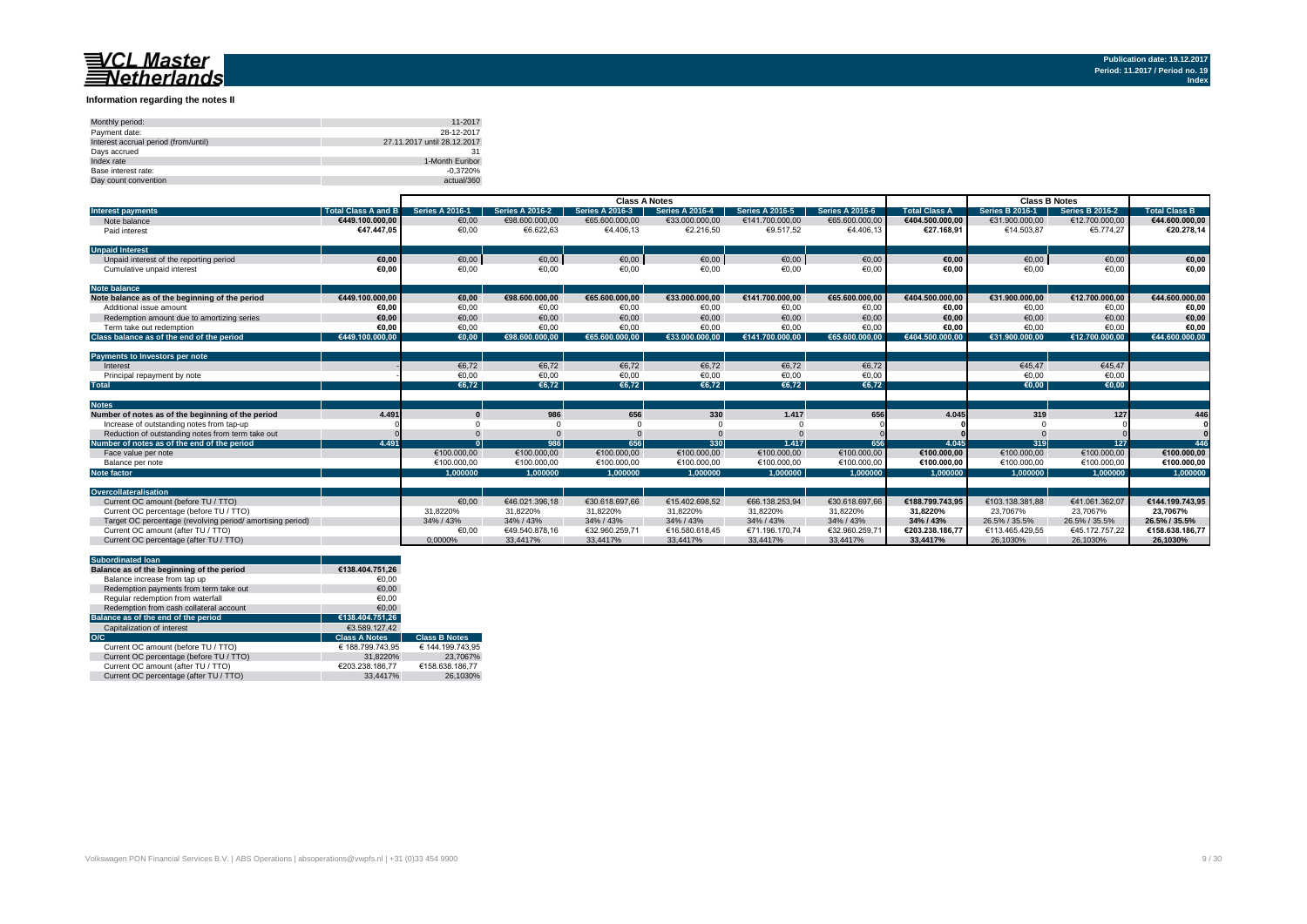VCL Master Netherlands

Publication date: 19.12.2017
Period: 11.2017 / Period no. 19
Index

## Information regarding the notes II

| | |
|---|---|
| Monthly period: | 11-2017 |
| Payment date: | 28-12-2017 |
| Interest accrual period (from/until) | 27.11.2017 until 28.12.2017 |
| Days accrued | 31 |
| Index rate | 1-Month Euribor |
| Base interest rate: | -0,3720% |
| Day count convention | actual/360 |

| | | Class A Notes | | | | | | | Class B Notes | | |
|---|---|---|---|---|---|---|---|---|---|---|---|
| **Interest payments** | **Total Class A and B** | **Series A 2016-1** | **Series A 2016-2** | **Series A 2016-3** | **Series A 2016-4** | **Series A 2016-5** | **Series A 2016-6** | **Total Class A** | **Series B 2016-1** | **Series B 2016-2** | **Total Class B** |
| Note balance | €449.100.000,00 | €0,00 | €98.600.000,00 | €65.600.000,00 | €33.000.000,00 | €141.700.000,00 | €65.600.000,00 | €404.500.000,00 | €31.900.000,00 | €12.700.000,00 | €44.600.000,00 |
| Paid interest | €47.447,05 | €0,00 | €6.622,63 | €4.406,13 | €2.216,50 | €9.517,52 | €4.406,13 | €27.168,91 | €14.503,87 | €5.774,27 | €20.278,14 |
| **Unpaid Interest** | | | | | | | | | | | |
| Unpaid interest of the reporting period | €0,00 | €0,00 | €0,00 | €0,00 | €0,00 | €0,00 | €0,00 | €0,00 | €0,00 | €0,00 | €0,00 |
| Cumulative unpaid interest | €0,00 | €0,00 | €0,00 | €0,00 | €0,00 | €0,00 | €0,00 | €0,00 | €0,00 | €0,00 | €0,00 |
| **Note balance** | | | | | | | | | | | |
| **Note balance as of the beginning of the period** | €449.100.000,00 | €0,00 | €98.600.000,00 | €65.600.000,00 | €33.000.000,00 | €141.700.000,00 | €65.600.000,00 | €404.500.000,00 | €31.900.000,00 | €12.700.000,00 | €44.600.000,00 |
| Additional issue amount | €0,00 | €0,00 | €0,00 | €0,00 | €0,00 | €0,00 | €0,00 | €0,00 | €0,00 | €0,00 | €0,00 |
| Redemption amount due to amortizing series | €0,00 | €0,00 | €0,00 | €0,00 | €0,00 | €0,00 | €0,00 | €0,00 | €0,00 | €0,00 | €0,00 |
| Term take out redemption | €0,00 | €0,00 | €0,00 | €0,00 | €0,00 | €0,00 | €0,00 | €0,00 | €0,00 | €0,00 | €0,00 |
| **Class balance as of the end of the period** | €449.100.000,00 | €0,00 | €98.600.000,00 | €65.600.000,00 | €33.000.000,00 | €141.700.000,00 | €65.600.000,00 | €404.500.000,00 | €31.900.000,00 | €12.700.000,00 | €44.600.000,00 |
| **Payments to Investors per note** | | | | | | | | | | | |
| Interest | - | €6,72 | €6,72 | €6,72 | €6,72 | €6,72 | €6,72 | | €45,47 | €45,47 | |
| Principal repayment by note | - | €0,00 | €0,00 | €0,00 | €0,00 | €0,00 | €0,00 | | €0,00 | €0,00 | |
| **Total** | | €6,72 | €6,72 | €6,72 | €6,72 | €6,72 | €6,72 | | €0,00 | €0,00 | |
| **Notes** | | | | | | | | | | | |
| **Number of notes as of the beginning of the period** | 4.491 | 0 | 986 | 656 | 330 | 1.417 | 656 | 4.045 | 319 | 127 | 446 |
| Increase of outstanding notes from tap-up | 0 | 0 | 0 | 0 | 0 | 0 | 0 | 0 | 0 | 0 | 0 |
| Reduction of outstanding notes from term take out | 0 | 0 | 0 | 0 | 0 | 0 | 0 | 0 | 0 | 0 | 0 |
| **Number of notes as of the end of the period** | 4.491 | 0 | 986 | 656 | 330 | 1.417 | 656 | 4.045 | 319 | 127 | 446 |
| Face value per note | | €100.000,00 | €100.000,00 | €100.000,00 | €100.000,00 | €100.000,00 | €100.000,00 | €100.000,00 | €100.000,00 | €100.000,00 | €100.000,00 |
| Balance per note | | €100.000,00 | €100.000,00 | €100.000,00 | €100.000,00 | €100.000,00 | €100.000,00 | €100.000,00 | €100.000,00 | €100.000,00 | €100.000,00 |
| **Note factor** | | 1,000000 | 1,000000 | 1,000000 | 1,000000 | 1,000000 | 1,000000 | 1,000000 | 1,000000 | 1,000000 | 1,000000 |
| **Overcollateralisation** | | | | | | | | | | | |
| Current OC amount (before TU / TTO) | | €0,00 | €46.021.396,18 | €30.618.697,66 | €15.402.698,52 | €66.138.253,94 | €30.618.697,66 | €188.799.743,95 | €103.138.381,88 | €41.061.362,07 | €144.199.743,95 |
| Current OC percentage (before TU / TTO) | | 31,8220% | 31,8220% | 31,8220% | 31,8220% | 31,8220% | 31,8220% | 31,8220% | 23,7067% | 23,7067% | 23,7067% |
| Target OC percentage (revolving period/ amortising period) | | 34% / 43% | 34% / 43% | 34% / 43% | 34% / 43% | 34% / 43% | 34% / 43% | 34% / 43% | 26.5% / 35.5% | 26.5% / 35.5% | 26.5% / 35.5% |
| Current OC amount (after TU / TTO) | | €0,00 | €49.540.878,16 | €32.960.259,71 | €16.580.618,45 | €71.196.170,74 | €32.960.259,71 | €203.238.186,77 | €113.465.429,55 | €45.172.757,22 | €158.638.186,77 |
| Current OC percentage (after TU / TTO) | | 0,0000% | 33,4417% | 33,4417% | 33,4417% | 33,4417% | 33,4417% | 33,4417% | 26,1030% | 26,1030% | 26,1030% |

| **Subordinated loan** | | |
|---|---|---|
| **Balance as of the beginning of the period** | €138.404.751,26 | |
| Balance increase from tap up | €0,00 | |
| Redemption payments from term take out | €0,00 | |
| Regular redemption from waterfall | €0,00 | |
| Redemption from cash collateral account | €0,00 | |
| **Balance as of the end of the period** | €138.404.751,26 | |
| Capitalization of interest | €3.589.127,42 | |
| **O/C** | **Class A Notes** | **Class B Notes** |
| Current OC amount (before TU / TTO) | € 188.799.743,95 | € 144.199.743,95 |
| Current OC percentage (before TU / TTO) | 31,8220% | 23,7067% |
| Current OC amount (after TU / TTO) | €203.238.186,77 | €158.638.186,77 |
| Current OC percentage (after TU / TTO) | 33,4417% | 26,1030% |

Volkswagen PON Financial Services B.V. | ABS Operations | absoperations@vwpfs.nl | +31 (0)33 454 9900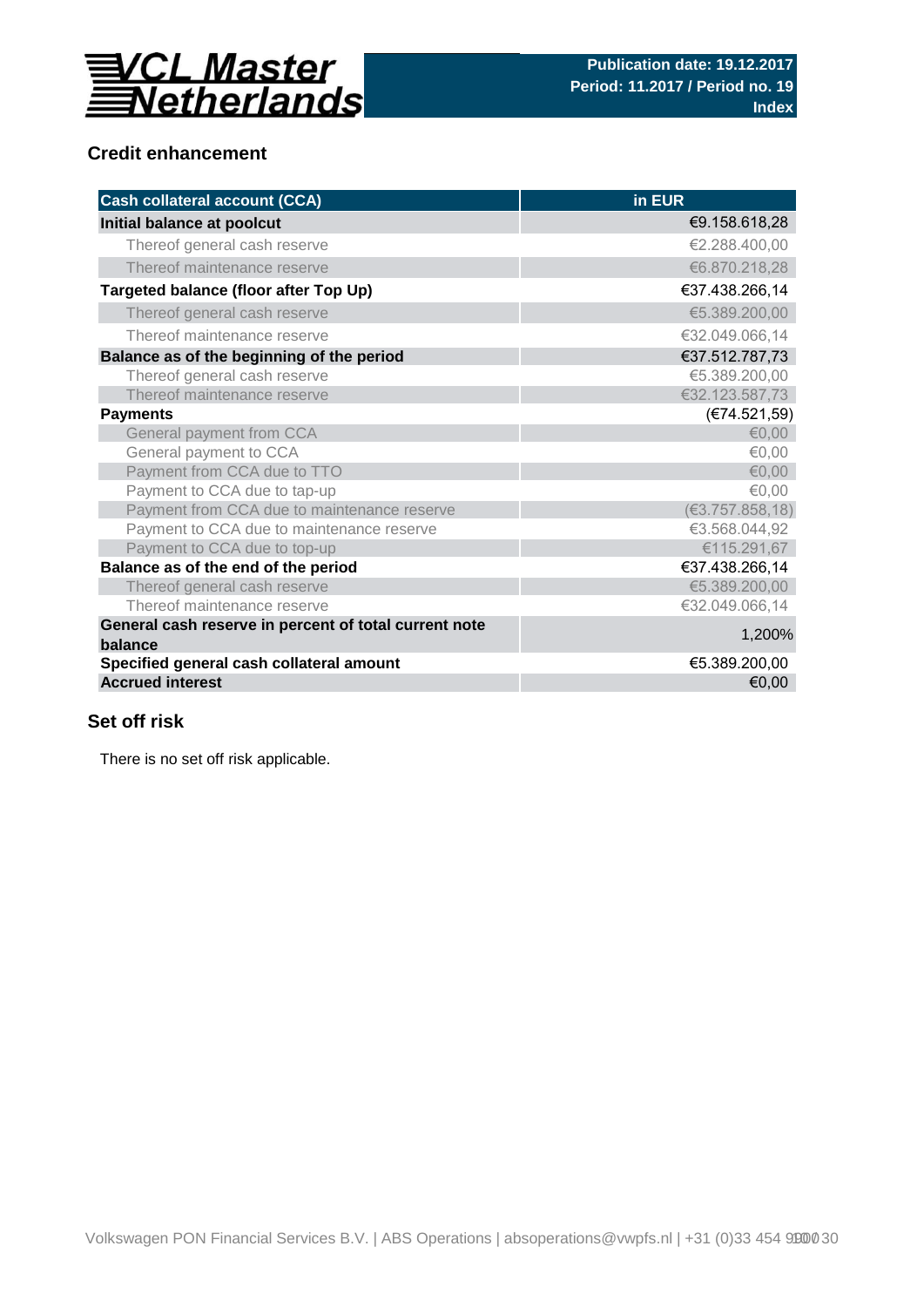## Credit enhancement

| Cash collateral account (CCA) | in EUR |
|---|---|
| **Initial balance at poolcut** | €9.158.618,28 |
| Thereof general cash reserve | €2.288.400,00 |
| Thereof maintenance reserve | €6.870.218,28 |
| **Targeted balance (floor after Top Up)** | €37.438.266,14 |
| Thereof general cash reserve | €5.389.200,00 |
| Thereof maintenance reserve | €32.049.066,14 |
| **Balance as of the beginning of the period** | €37.512.787,73 |
| Thereof general cash reserve | €5.389.200,00 |
| Thereof maintenance reserve | €32.123.587,73 |
| **Payments** | (€74.521,59) |
| General payment from CCA | €0,00 |
| General payment to CCA | €0,00 |
| Payment from CCA due to TTO | €0,00 |
| Payment to CCA due to tap-up | €0,00 |
| Payment from CCA due to maintenance reserve | (€3.757.858,18) |
| Payment to CCA due to maintenance reserve | €3.568.044,92 |
| Payment to CCA due to top-up | €115.291,67 |
| **Balance as of the end of the period** | €37.438.266,14 |
| Thereof general cash reserve | €5.389.200,00 |
| Thereof maintenance reserve | €32.049.066,14 |
| **General cash reserve in percent of total current note balance** | 1,200% |
| **Specified general cash collateral amount** | €5.389.200,00 |
| **Accrued interest** | €0,00 |

## Set off risk

There is no set off risk applicable.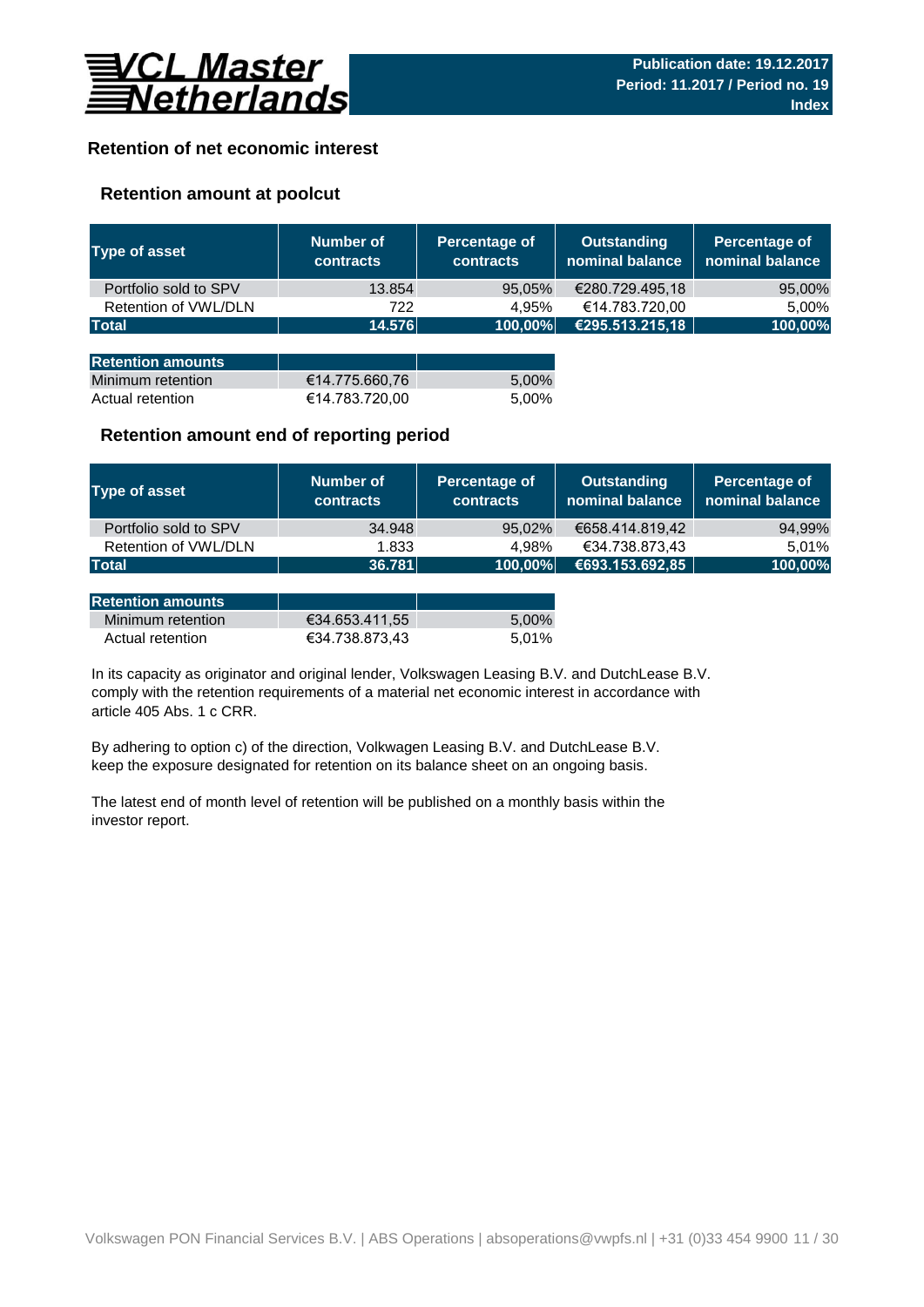# Retention of net economic interest

## Retention amount at poolcut

| Type of asset | Number of contracts | Percentage of contracts | Outstanding nominal balance | Percentage of nominal balance |
|---|---|---|---|---|
| Portfolio sold to SPV | 13.854 | 95,05% | €280.729.495,18 | 95,00% |
| Retention of VWL/DLN | 722 | 4,95% | €14.783.720,00 | 5,00% |
| **Total** | **14.576** | **100,00%** | **€295.513.215,18** | **100,00%** |

| Retention amounts | | |
|---|---|---|
| Minimum retention | €14.775.660,76 | 5,00% |
| Actual retention | €14.783.720,00 | 5,00% |

## Retention amount end of reporting period

| Type of asset | Number of contracts | Percentage of contracts | Outstanding nominal balance | Percentage of nominal balance |
|---|---|---|---|---|
| Portfolio sold to SPV | 34.948 | 95,02% | €658.414.819,42 | 94,99% |
| Retention of VWL/DLN | 1.833 | 4,98% | €34.738.873,43 | 5,01% |
| **Total** | **36.781** | **100,00%** | **€693.153.692,85** | **100,00%** |

| Retention amounts | | |
|---|---|---|
| Minimum retention | €34.653.411,55 | 5,00% |
| Actual retention | €34.738.873,43 | 5,01% |

In its capacity as originator and original lender, Volkswagen Leasing B.V. and DutchLease B.V. comply with the retention requirements of a material net economic interest in accordance with article 405 Abs. 1 c CRR.

By adhering to option c) of the direction, Volkswagen Leasing B.V. and DutchLease B.V. keep the exposure designated for retention on its balance sheet on an ongoing basis.

The latest end of month level of retention will be published on a monthly basis within the investor report.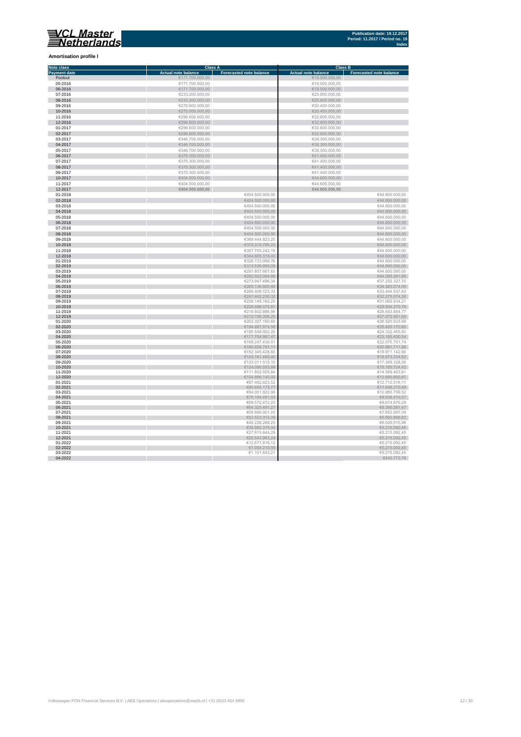**Amortisation profile I**

| Note class | Class A | | Class B | |
|---|---|---|---|---|
| Payment date | Actual note balance | Forecasted note balance | Actual note balance | Forecasted note balance |
| Poolcut | €171.700.000,00 | | €19.000.000,00 | |
| 05-2016 | €171.700.000,00 | | €19.000.000,00 | |
| 06-2016 | €171.700.000,00 | | €19.000.000,00 | |
| 07-2016 | €233.200.000,00 | | €25.800.000,00 | |
| 08-2016 | €233.200.000,00 | | €25.800.000,00 | |
| 09-2016 | €275.000.000,00 | | €30.400.000,00 | |
| 10-2016 | €275.000.000,00 | | €30.400.000,00 | |
| 11-2016 | €296.600.000,00 | | €32.800.000,00 | |
| 12-2016 | €296.600.000,00 | | €32.800.000,00 | |
| 01-2017 | €296.600.000,00 | | €32.800.000,00 | |
| 02-2017 | €296.600.000,00 | | €32.800.000,00 | |
| 03-2017 | €346.700.000,00 | | €38.300.000,00 | |
| 04-2017 | €346.700.000,00 | | €38.300.000,00 | |
| 05-2017 | €346.700.000,00 | | €38.300.000,00 | |
| 06-2017 | €375.300.000,00 | | €41.400.000,00 | |
| 07-2017 | €375.300.000,00 | | €41.400.000,00 | |
| 08-2017 | €375.300.000,00 | | €41.400.000,00 | |
| 09-2017 | €375.300.000,00 | | €41.400.000,00 | |
| 10-2017 | €404.500.000,00 | | €44.600.000,00 | |
| 11-2017 | €404.500.000,00 | | €44.600.000,00 | |
| 12-2017 | **€404.500.000,00** | | **€44.600.000,00** | |
| 01-2018 | | €404.500.000,00 | | €44.600.000,00 |
| 02-2018 | | €404.500.000,00 | | €44.600.000,00 |
| 03-2018 | | €404.500.000,00 | | €44.600.000,00 |
| 04-2018 | | €404.500.000,00 | | €44.600.000,00 |
| 05-2018 | | €404.500.000,00 | | €44.600.000,00 |
| 06-2018 | | €404.500.000,00 | | €44.600.000,00 |
| 07-2018 | | €404.500.000,00 | | €44.600.000,00 |
| 08-2018 | | €404.500.000,00 | | €44.600.000,00 |
| 09-2018 | | €389.444.823,25 | | €44.600.000,00 |
| 10-2018 | | €374.310.786,23 | | €44.600.000,00 |
| 11-2018 | | €357.755.242,19 | | €44.600.000,00 |
| 12-2018 | | €344.665.319,43 | | €44.600.000,00 |
| 01-2019 | | €328.733.099,76 | | €44.600.000,00 |
| 02-2019 | | €313.536.669,09 | | €44.600.000,00 |
| 03-2019 | | €297.857.667,65 | | €44.600.000,00 |
| 04-2019 | | €282.922.084,86 | | €44.095.281,66 |
| 05-2019 | | €273.947.496,34 | | €37.232.327,70 |
| 06-2019 | | €265.136.900,68 | | €34.583.074,00 |
| 07-2019 | | €256.408.123,33 | | €33.444.537,83 |
| 08-2019 | | €247.442.236,32 | | €32.275.074,30 |
| 09-2019 | | €238.149.162,25 | | €31.062.934,21 |
| 10-2019 | | €229.496.075,81 | | €29.934.270,76 |
| 11-2019 | | €219.602.886,56 | | €28.643.854,77 |
| 12-2019 | | €212.156.306,25 | | €27.672.561,68 |
| 01-2020 | | €203.327.160,60 | | €26.520.933,99 |
| 02-2020 | | €194.887.974,58 | | €25.420.170,60 |
| 03-2020 | | €186.548.902,20 | | €24.332.465,50 |
| 04-2020 | | €177.754.967,47 | | €23.185.430,54 |
| 05-2020 | | €169.247.430,01 | | €22.075.751,74 |
| 06-2020 | | €160.859.791,11 | | €20.981.711,88 |
| 07-2020 | | €152.345.428,60 | | €19.871.142,86 |
| 08-2020 | | €143.161.465,40 | | €18.673.234,62 |
| 09-2020 | | €133.011.515,10 | | €17.349.328,06 |
| 10-2020 | | €124.090.553,89 | | €16.185.724,42 |
| 11-2020 | | €111.852.555,84 | | €14.589.463,81 |
| 12-2020 | | €104.886.140,00 | | €13.680.800,87 |
| 01-2021 | | €97.462.623,52 | | €12.712.516,11 |
| 02-2021 | | €90.845.173,77 | | €11.849.370,49 |
| 03-2021 | | €84.001.822,98 | | €10.956.759,52 |
| 04-2021 | | €76.194.481,03 | | €9.938.410,57 |
| 05-2021 | | €69.572.472,20 | | €9.074.670,29 |
| 06-2021 | | €64.325.491,27 | | €8.390.281,47 |
| 07-2021 | | €58.666.001,05 | | €7.652.087,09 |
| 08-2021 | | €52.523.312,38 | | €6.850.866,83 |
| 09-2021 | | €46.226.289,20 | | €6.029.515,98 |
| 10-2021 | | €39.982.375,44 | | €5.215.092,45 |
| 11-2021 | | €27.615.844,29 | | €5.215.092,45 |
| 12-2021 | | €20.543.963,24 | | €5.215.092,45 |
| 01-2022 | | €12.671.818,12 | | €5.215.092,45 |
| 02-2022 | | €7.054.210,56 | | €5.215.092,45 |
| 03-2022 | | €1.101.643,21 | | €5.215.092,45 |
| 04-2022 | | | | €445.773,78 |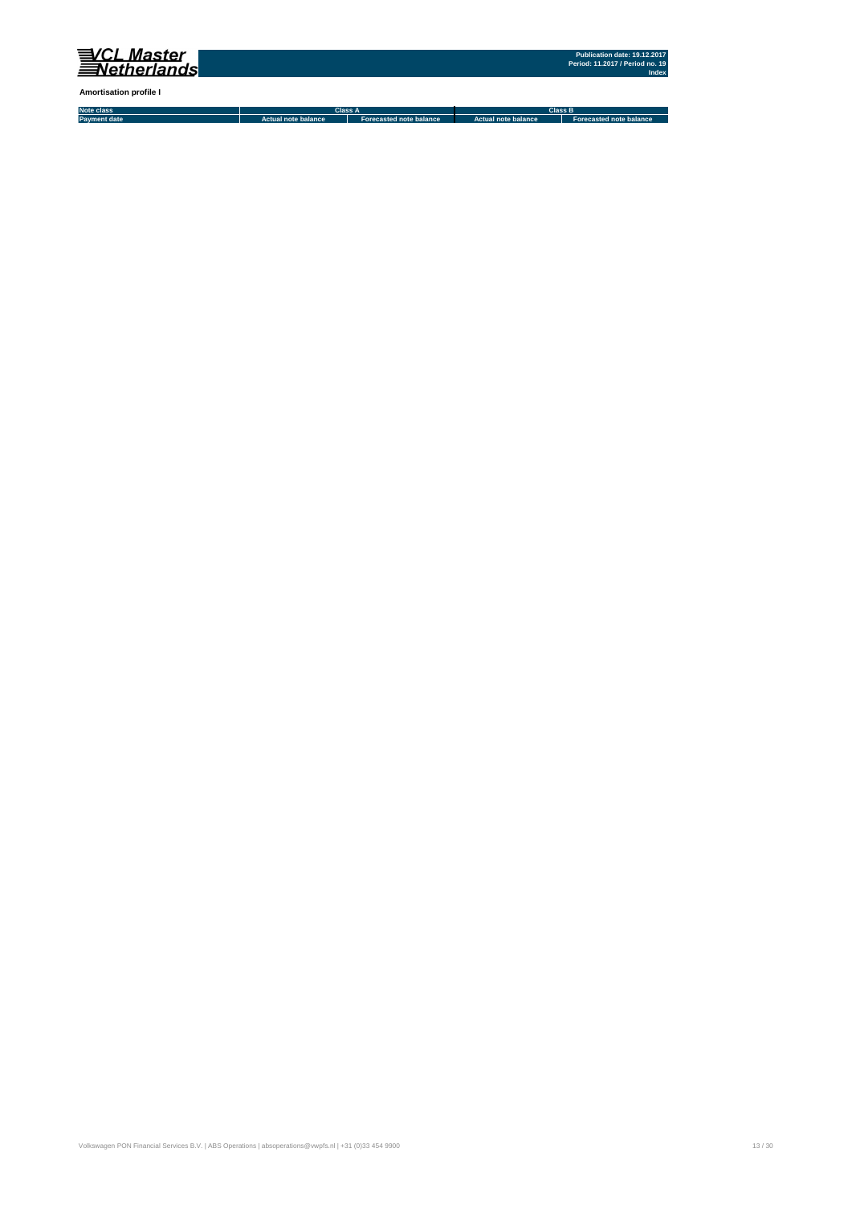**Amortisation profile I**

| Note class | Class A | | Class B | |
| --- | --- | --- | --- | --- |
| Payment date | Actual note balance | Forecasted note balance | Actual note balance | Forecasted note balance |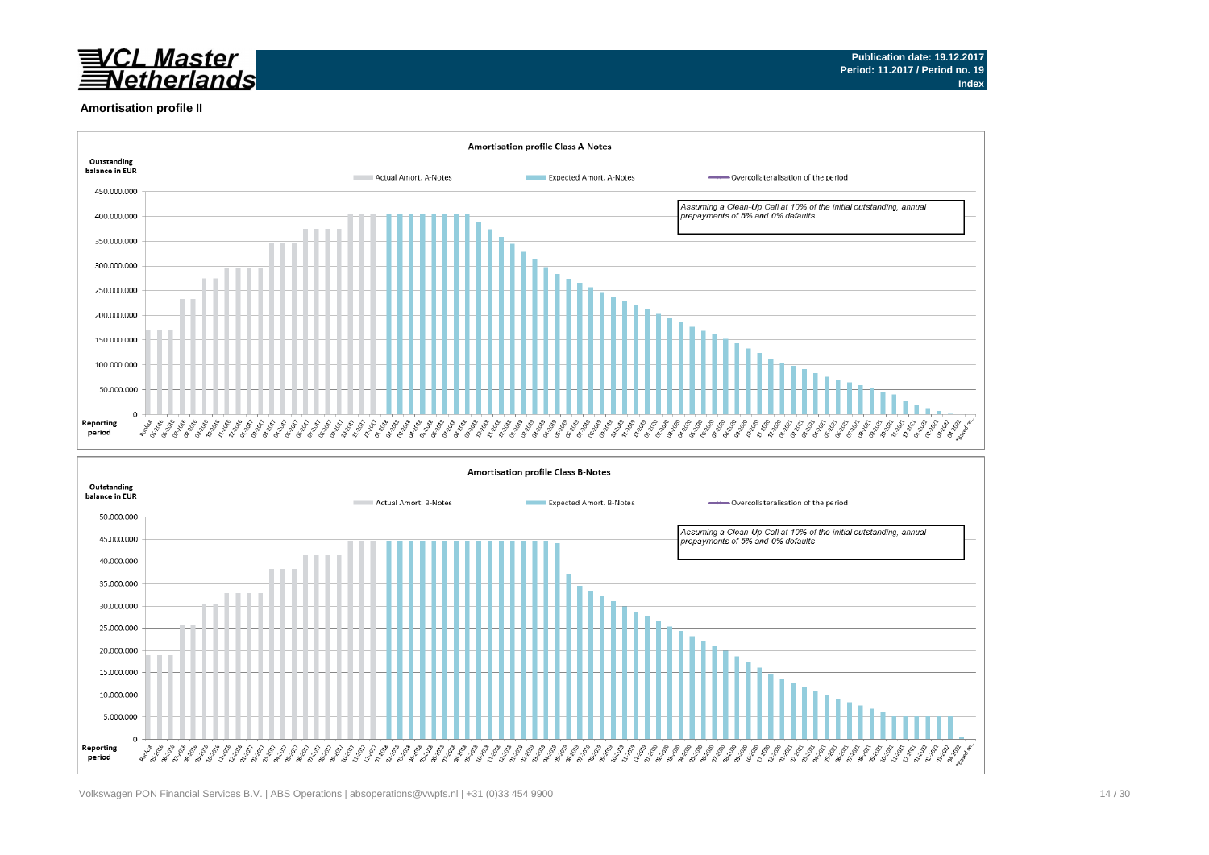Publication date: 19.12.2017
Period: 11.2017 / Period no. 19
Index

## Amortisation profile II

**Amortisation profile Class A-Notes**

Outstanding balance in EUR

Actual Amort. A-Notes | Expected Amort. A-Notes | Overcollateralisation of the period

*Assuming a Clean-Up Call at 10% of the initial outstanding, annual prepayments of 5% and 0% defaults*

Reporting period

**Amortisation profile Class B-Notes**

Outstanding balance in EUR

Actual Amort. B-Notes | Expected Amort. B-Notes | Overcollateralisation of the period

*Assuming a Clean-Up Call at 10% of the initial outstanding, annual prepayments of 5% and 0% defaults*

Reporting period

Volkswagen PON Financial Services B.V. | ABS Operations | absoperations@vwpfs.nl | +31 (0)33 454 9900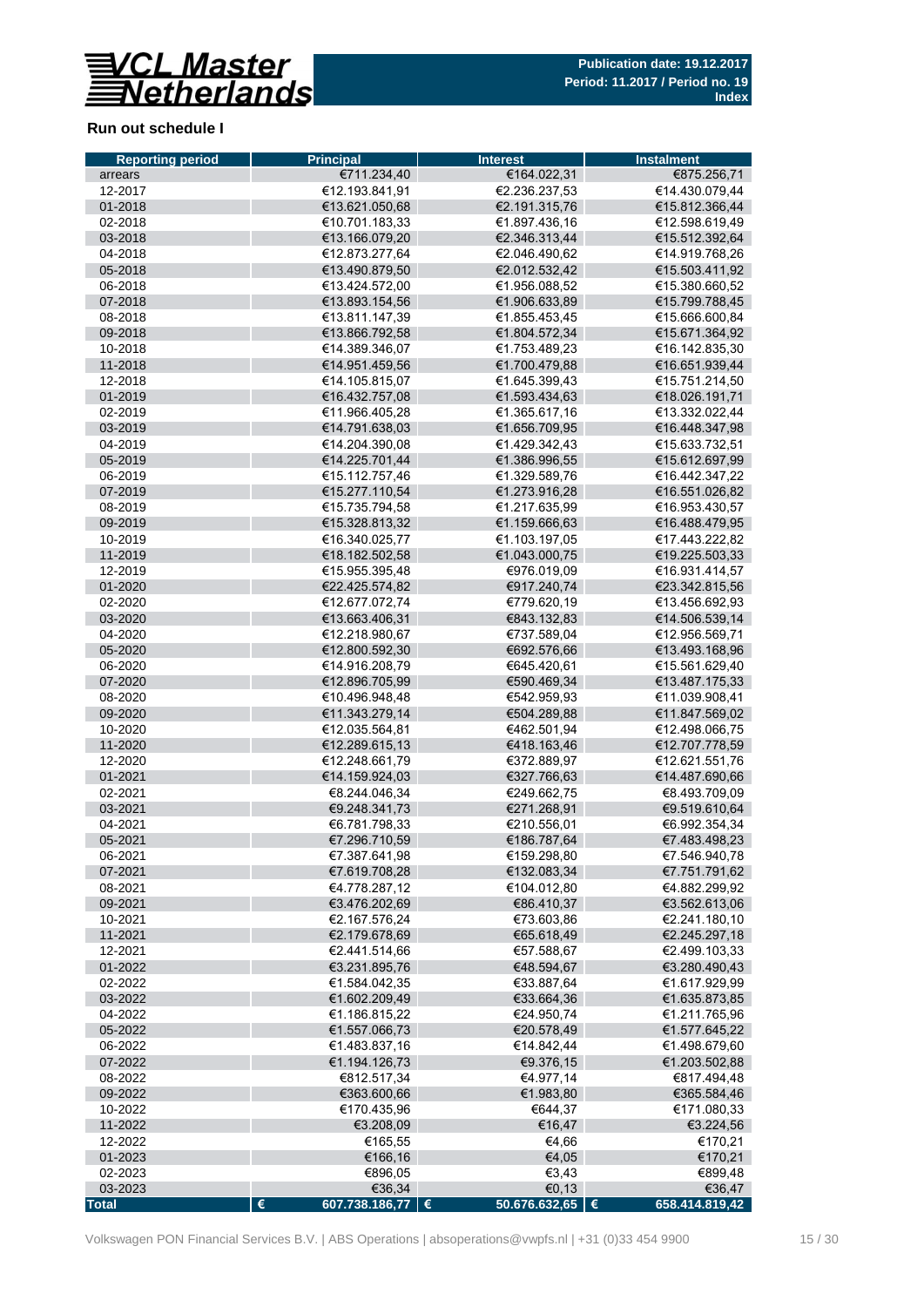## Run out schedule I

| Reporting period | Principal | Interest | Instalment |
|---|---|---|---|
| arrears | €711.234,40 | €164.022,31 | €875.256,71 |
| 12-2017 | €12.193.841,91 | €2.236.237,53 | €14.430.079,44 |
| 01-2018 | €13.621.050,68 | €2.191.315,76 | €15.812.366,44 |
| 02-2018 | €10.701.183,33 | €1.897.436,16 | €12.598.619,49 |
| 03-2018 | €13.166.079,20 | €2.346.313,44 | €15.512.392,64 |
| 04-2018 | €12.873.277,64 | €2.046.490,62 | €14.919.768,26 |
| 05-2018 | €13.490.879,50 | €2.012.532,42 | €15.503.411,92 |
| 06-2018 | €13.424.572,00 | €1.956.088,52 | €15.380.660,52 |
| 07-2018 | €13.893.154,56 | €1.906.633,89 | €15.799.788,45 |
| 08-2018 | €13.811.147,39 | €1.855.453,45 | €15.666.600,84 |
| 09-2018 | €13.866.792,58 | €1.804.572,34 | €15.671.364,92 |
| 10-2018 | €14.389.346,07 | €1.753.489,23 | €16.142.835,30 |
| 11-2018 | €14.951.459,56 | €1.700.479,88 | €16.651.939,44 |
| 12-2018 | €14.105.815,07 | €1.645.399,43 | €15.751.214,50 |
| 01-2019 | €16.432.757,08 | €1.593.434,63 | €18.026.191,71 |
| 02-2019 | €11.966.405,28 | €1.365.617,16 | €13.332.022,44 |
| 03-2019 | €14.791.638,03 | €1.656.709,95 | €16.448.347,98 |
| 04-2019 | €14.204.390,08 | €1.429.342,43 | €15.633.732,51 |
| 05-2019 | €14.225.701,44 | €1.386.996,55 | €15.612.697,99 |
| 06-2019 | €15.112.757,46 | €1.329.589,76 | €16.442.347,22 |
| 07-2019 | €15.277.110,54 | €1.273.916,28 | €16.551.026,82 |
| 08-2019 | €15.735.794,58 | €1.217.635,99 | €16.953.430,57 |
| 09-2019 | €15.328.813,32 | €1.159.666,63 | €16.488.479,95 |
| 10-2019 | €16.340.025,77 | €1.103.197,05 | €17.443.222,82 |
| 11-2019 | €18.182.502,58 | €1.043.000,75 | €19.225.503,33 |
| 12-2019 | €15.955.395,48 | €976.019,09 | €16.931.414,57 |
| 01-2020 | €22.425.574,82 | €917.240,74 | €23.342.815,56 |
| 02-2020 | €12.677.072,74 | €779.620,19 | €13.456.692,93 |
| 03-2020 | €13.663.406,31 | €843.132,83 | €14.506.539,14 |
| 04-2020 | €12.218.980,67 | €737.589,04 | €12.956.569,71 |
| 05-2020 | €12.800.592,30 | €692.576,66 | €13.493.168,96 |
| 06-2020 | €14.916.208,79 | €645.420,61 | €15.561.629,40 |
| 07-2020 | €12.896.705,99 | €590.469,34 | €13.487.175,33 |
| 08-2020 | €10.496.948,48 | €542.959,93 | €11.039.908,41 |
| 09-2020 | €11.343.279,14 | €504.289,88 | €11.847.569,02 |
| 10-2020 | €12.035.564,81 | €462.501,94 | €12.498.066,75 |
| 11-2020 | €12.289.615,13 | €418.163,46 | €12.707.778,59 |
| 12-2020 | €12.248.661,79 | €372.889,97 | €12.621.551,76 |
| 01-2021 | €14.159.924,03 | €327.766,63 | €14.487.690,66 |
| 02-2021 | €8.244.046,34 | €249.662,75 | €8.493.709,09 |
| 03-2021 | €9.248.341,73 | €271.268,91 | €9.519.610,64 |
| 04-2021 | €6.781.798,33 | €210.556,01 | €6.992.354,34 |
| 05-2021 | €7.296.710,59 | €186.787,64 | €7.483.498,23 |
| 06-2021 | €7.387.641,98 | €159.298,80 | €7.546.940,78 |
| 07-2021 | €7.619.708,28 | €132.083,34 | €7.751.791,62 |
| 08-2021 | €4.778.287,12 | €104.012,80 | €4.882.299,92 |
| 09-2021 | €3.476.202,69 | €86.410,37 | €3.562.613,06 |
| 10-2021 | €2.167.576,24 | €73.603,86 | €2.241.180,10 |
| 11-2021 | €2.179.678,69 | €65.618,49 | €2.245.297,18 |
| 12-2021 | €2.441.514,66 | €57.588,67 | €2.499.103,33 |
| 01-2022 | €3.231.895,76 | €48.594,67 | €3.280.490,43 |
| 02-2022 | €1.584.042,35 | €33.887,64 | €1.617.929,99 |
| 03-2022 | €1.602.209,49 | €33.664,36 | €1.635.873,85 |
| 04-2022 | €1.186.815,22 | €24.950,74 | €1.211.765,96 |
| 05-2022 | €1.557.066,73 | €20.578,49 | €1.577.645,22 |
| 06-2022 | €1.483.837,16 | €14.842,44 | €1.498.679,60 |
| 07-2022 | €1.194.126,73 | €9.376,15 | €1.203.502,88 |
| 08-2022 | €812.517,34 | €4.977,14 | €817.494,48 |
| 09-2022 | €363.600,66 | €1.983,80 | €365.584,46 |
| 10-2022 | €170.435,96 | €644,37 | €171.080,33 |
| 11-2022 | €3.208,09 | €16,47 | €3.224,56 |
| 12-2022 | €165,55 | €4,66 | €170,21 |
| 01-2023 | €166,16 | €4,05 | €170,21 |
| 02-2023 | €896,05 | €3,43 | €899,48 |
| 03-2023 | €36,34 | €0,13 | €36,47 |
| **Total** | **€ 607.738.186,77** | **€ 50.676.632,65** | **€ 658.414.819,42** |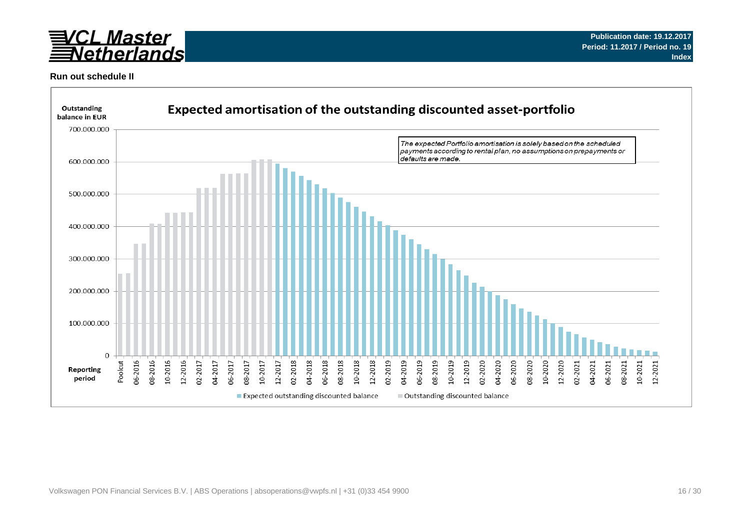**Publication date: 19.12.2017**
**Period: 11.2017 / Period no. 19**
**Index**

### Run out schedule II

## Expected amortisation of the outstanding discounted asset-portfolio

Outstanding balance in EUR

*The expected Portfolio amortisation is solely based on the scheduled payments according to rental plan, no assumptions on prepayments or defaults are made.*

Reporting period

■ Expected outstanding discounted balance ■ Outstanding discounted balance

Volkswagen PON Financial Services B.V. | ABS Operations | absoperations@vwpfs.nl | +31 (0)33 454 9900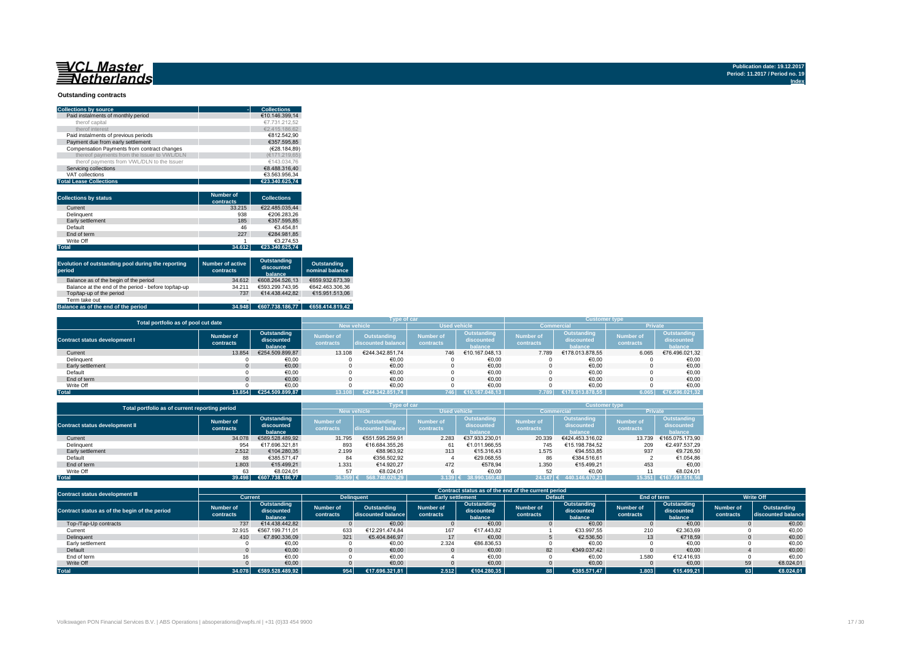# VCL Master Netherlands

Publication date: 19.12.2017
Period: 11.2017 / Period no. 19
Index

## Outstanding contracts

| Collections by source | Collections |
|---|---|
| Paid instalments of monthly period | €10.146.399,14 |
| therof capital | €7.731.212,52 |
| therof interest | €2.415.186,62 |
| Paid instalments of previous periods | €812.542,90 |
| Payment due from early settlement | €357.595,85 |
| Compensation Payments from contract changes | (€28.184,89) |
| thereof payments from the Issuer to VWL/DLN | (€171.219,65) |
| therof payments from VWL/DLN to the Issuer | €143.034,76 |
| Servicing collections | €8.488.316,40 |
| VAT collections | €3.563.956,34 |
| **Total Lease Collections** | **€23.340.625,74** |

| Collections by status | Number of contracts | Collections |
|---|---|---|
| Current | 33.215 | €22.485.035,44 |
| Delinquent | 938 | €206.283,26 |
| Early settlement | 185 | €357.595,85 |
| Default | 46 | €3.454,81 |
| End of term | 227 | €284.981,85 |
| Write Off | 1 | €3.274,53 |
| **Total** | **34.612** | **€23.340.625,74** |

| Evolution of outstanding pool during the reporting period | Number of active contracts | Outstanding discounted balance | Outstanding nominal balance |
|---|---|---|---|
| Balance as of the begin of the period | 34.612 | €608.264.526,13 | €659.932.673,39 |
| Balance at the end of the period - before top/tap-up | 34.211 | €593.299.743,95 | €642.463.306,36 |
| Top/tap-up of the period | 737 | €14.438.442,82 | €15.951.513,06 |
| Term take out | - | - | - |
| **Balance as of the end of the period** | **34.948** | **€607.738.186,77** | **€658.414.819,42** |

| Total portfolio as of pool cut date | | | Type of car | | | | Customer type | | | |
|---|---|---|---|---|---|---|---|---|---|---|
| | | | New vehicle | | Used vehicle | | Commercial | | Private | |
| Contract status development I | Number of contracts | Outstanding discounted balance | Number of contracts | Outstanding discounted balance | Number of contracts | Outstanding discounted balance | Number of contracts | Outstanding discounted balance | Number of contracts | Outstanding discounted balance |
| Current | 13.854 | €254.509.899,87 | 13.108 | €244.342.851,74 | 746 | €10.167.048,13 | 7.789 | €178.013.878,55 | 6.065 | €76.496.021,32 |
| Delinquent | 0 | €0,00 | 0 | €0,00 | 0 | €0,00 | 0 | €0,00 | 0 | €0,00 |
| Early settlement | 0 | €0,00 | 0 | €0,00 | 0 | €0,00 | 0 | €0,00 | 0 | €0,00 |
| Default | 0 | €0,00 | 0 | €0,00 | 0 | €0,00 | 0 | €0,00 | 0 | €0,00 |
| End of term | 0 | €0,00 | 0 | €0,00 | 0 | €0,00 | 0 | €0,00 | 0 | €0,00 |
| Write Off | 0 | €0,00 | 0 | €0,00 | 0 | €0,00 | 0 | €0,00 | 0 | €0,00 |
| **Total** | **13.854** | **€254.509.899,87** | **13.108** | **€244.342.851,74** | **746** | **€10.167.048,13** | **7.789** | **€178.013.878,55** | **6.065** | **€76.496.021,32** |

| Total portfolio as of current reporting period | | | Type of car | | | | Customer type | | | |
|---|---|---|---|---|---|---|---|---|---|---|
| | | | New vehicle | | Used vehicle | | Commercial | | Private | |
| Contract status development II | Number of contracts | Outstanding discounted balance | Number of contracts | Outstanding discounted balance | Number of contracts | Outstanding discounted balance | Number of contracts | Outstanding discounted balance | Number of contracts | Outstanding discounted balance |
| Current | 34.078 | €589.528.489,92 | 31.795 | €551.595.259,91 | 2.283 | €37.933.230,01 | 20.339 | €424.453.316,02 | 13.739 | €165.075.173,90 |
| Delinquent | 954 | €17.696.321,81 | 893 | €16.684.355,26 | 61 | €1.011.966,55 | 745 | €15.198.784,52 | 209 | €2.497.537,29 |
| Early settlement | 2.512 | €104.280,35 | 2.199 | €88.963,92 | 313 | €15.316,43 | 1.575 | €94.553,85 | 937 | €9.726,50 |
| Default | 88 | €385.571,47 | 84 | €356.502,92 | 4 | €29.068,55 | 86 | €384.516,61 | 2 | €1.054,86 |
| End of term | 1.803 | €15.499,21 | 1.331 | €14.920,27 | 472 | €578,94 | 1.350 | €15.499,21 | 453 | €0,00 |
| Write Off | 63 | €8.024,01 | 57 | €8.024,01 | 6 | €0,00 | 52 | €0,00 | 11 | €8.024,01 |
| **Total** | **39.498** | **€607.738.186,77** | **36.359** | **€ 568.748.026,29** | **3.139** | **€ 38.990.160,48** | **24.147** | **€ 440.146.670,21** | **15.351** | **€167.591.516,56** |

| Contract status development III | Contract status as of the end of the current period | | | | | | | | | | | |
|---|---|---|---|---|---|---|---|---|---|---|---|---|
| | Current | | Delinquent | | Early settlement | | Default | | End of term | | Write Off | |
| Contract status as of the begin of the period | Number of contracts | Outstanding discounted balance | Number of contracts | Outstanding discounted balance | Number of contracts | Outstanding discounted balance | Number of contracts | Outstanding discounted balance | Number of contracts | Outstanding discounted balance | Number of contracts | Outstanding discounted balance |
| Top-/Tap-Up contracts | 737 | €14.438.442,82 | 0 | €0,00 | 0 | €0,00 | 0 | €0,00 | 0 | €0,00 | 0 | €0,00 |
| Current | 32.915 | €567.199.711,01 | 633 | €12.291.474,84 | 167 | €17.443,82 | 1 | €33.997,55 | 210 | €2.363,69 | 0 | €0,00 |
| Delinquent | 410 | €7.890.336,09 | 321 | €5.404.846,97 | 17 | €0,00 | 5 | €2.536,50 | 13 | €718,59 | 0 | €0,00 |
| Early settlement | 0 | €0,00 | 0 | €0,00 | 2.324 | €86.836,53 | 0 | €0,00 | 0 | €0,00 | 0 | €0,00 |
| Default | 0 | €0,00 | 0 | €0,00 | 0 | €0,00 | 82 | €349.037,42 | 0 | €0,00 | 4 | €0,00 |
| End of term | 16 | €0,00 | 0 | €0,00 | 4 | €0,00 | 0 | €0,00 | 1.580 | €12.416,93 | 0 | €0,00 |
| Write Off | 0 | €0,00 | 0 | €0,00 | 0 | €0,00 | 0 | €0,00 | 0 | €0,00 | 59 | €8.024,01 |
| **Total** | **34.078** | **€589.528.489,92** | **954** | **€17.696.321,81** | **2.512** | **€104.280,35** | **88** | **€385.571,47** | **1.803** | **€15.499,21** | **63** | **€8.024,01** |

Volkswagen PON Financial Services B.V. | ABS Operations | absoperations@vwpfs.nl | +31 (0)33 454 9900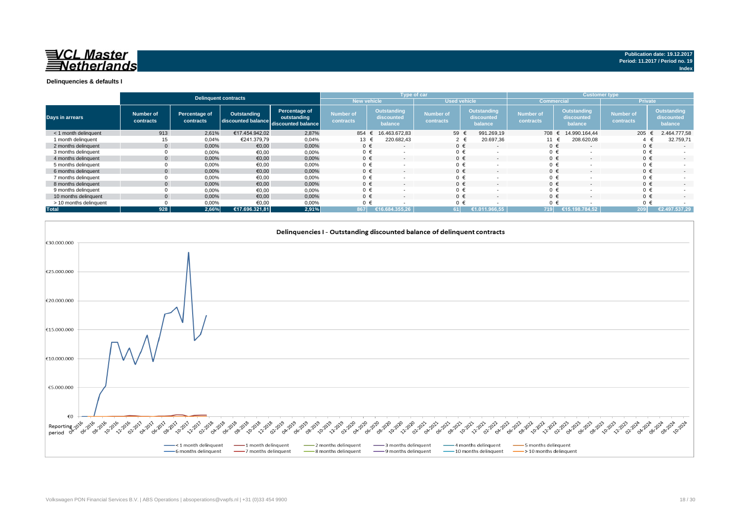**VCL Master Netherlands**

Publication date: 19.12.2017
Period: 11.2017 / Period no. 19
Index

### Delinquencies & defaults I

| Days in arrears | Delinquent contracts | | | | Type of car | | | | Customer type | | | |
|---|---|---|---|---|---|---|---|---|---|---|---|---|
| | | | | | New vehicle | | Used vehicle | | Commercial | | Private | |
| | Number of contracts | Percentage of contracts | Outstanding discounted balance | Percentage of outstanding discounted balance | Number of contracts | Outstanding discounted balance | Number of contracts | Outstanding discounted balance | Number of contracts | Outstanding discounted balance | Number of contracts | Outstanding discounted balance |
| < 1 month delinquent | 913 | 2,61% | €17.454.942,02 | 2,87% | 854 | € 16.463.672,83 | 59 | € 991.269,19 | 708 | € 14.990.164,44 | 205 | € 2.464.777,58 |
| 1 month delinquent | 15 | 0,04% | €241.379,79 | 0,04% | 13 | € 220.682,43 | 2 | € 20.697,36 | 11 | € 208.620,08 | 4 | € 32.759,71 |
| 2 months delinquent | 0 | 0,00% | €0,00 | 0,00% | 0 | € - | 0 | € - | 0 | € - | 0 | € - |
| 3 months delinquent | 0 | 0,00% | €0,00 | 0,00% | 0 | € - | 0 | € - | 0 | € - | 0 | € - |
| 4 months delinquent | 0 | 0,00% | €0,00 | 0,00% | 0 | € - | 0 | € - | 0 | € - | 0 | € - |
| 5 months delinquent | 0 | 0,00% | €0,00 | 0,00% | 0 | € - | 0 | € - | 0 | € - | 0 | € - |
| 6 months delinquent | 0 | 0,00% | €0,00 | 0,00% | 0 | € - | 0 | € - | 0 | € - | 0 | € - |
| 7 months delinquent | 0 | 0,00% | €0,00 | 0,00% | 0 | € - | 0 | € - | 0 | € - | 0 | € - |
| 8 months delinquent | 0 | 0,00% | €0,00 | 0,00% | 0 | € - | 0 | € - | 0 | € - | 0 | € - |
| 9 months delinquent | 0 | 0,00% | €0,00 | 0,00% | 0 | € - | 0 | € - | 0 | € - | 0 | € - |
| 10 months delinquent | 0 | 0,00% | €0,00 | 0,00% | 0 | € - | 0 | € - | 0 | € - | 0 | € - |
| > 10 months delinquent | 0 | 0,00% | €0,00 | 0,00% | 0 | € - | 0 | € - | 0 | € - | 0 | € - |
| **Total** | **928** | **2,66%** | **€17.696.321,81** | **2,91%** | **867** | **€16.684.355,26** | **61** | **€1.011.966,55** | **719** | **€15.198.784,52** | **209** | **€2.497.537,29** |

Delinquencies I - Outstanding discounted balance of delinquent contracts

Volkswagen PON Financial Services B.V. | ABS Operations | absoperations@vwpfs.nl | +31 (0)33 454 9900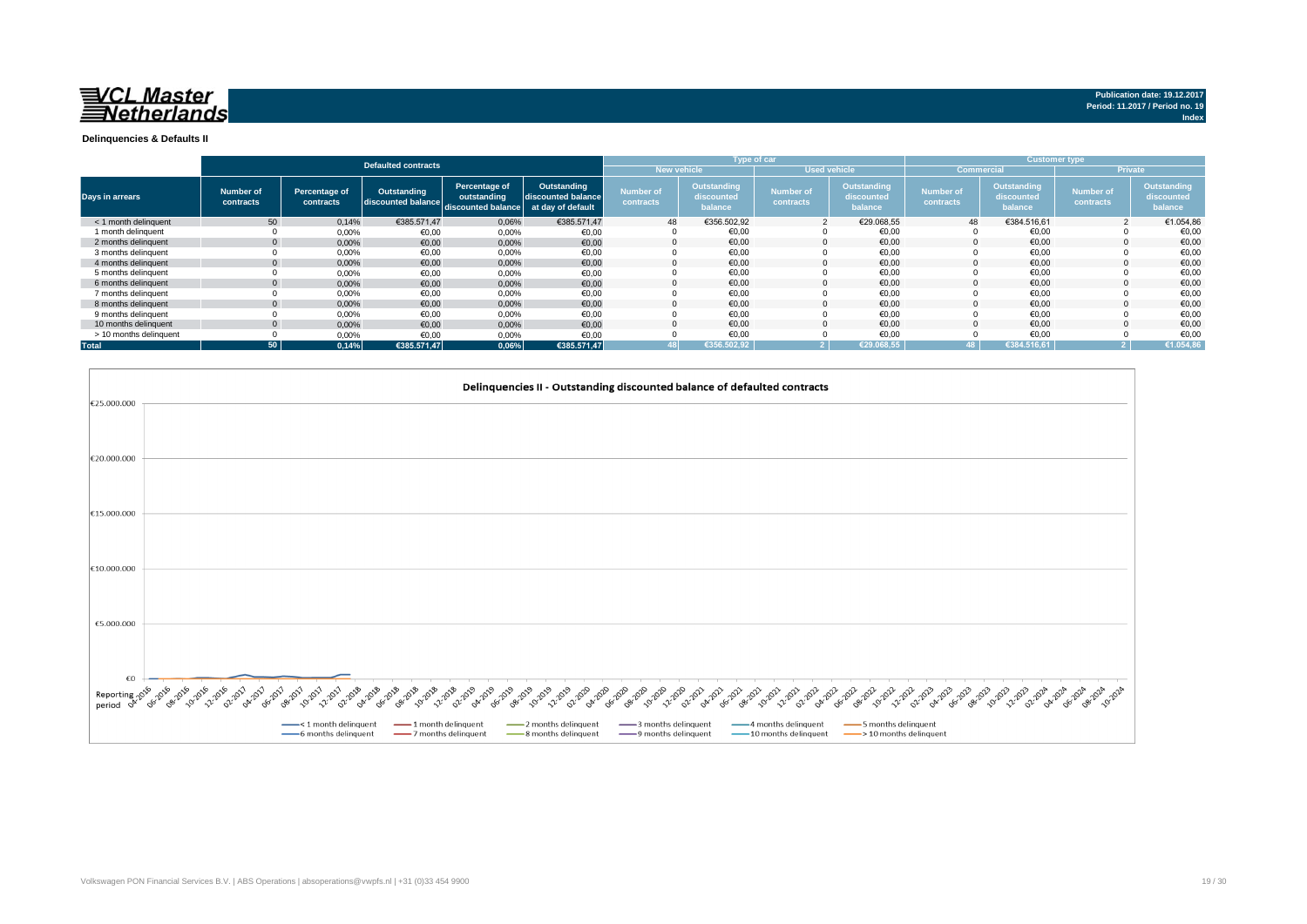**VCL Master Netherlands**

**Publication date: 19.12.2017**
**Period: 11.2017 / Period no. 19**
**Index**

### Delinquencies & Defaults II

| Days in arrears | Defaulted contracts | | | | | Type of car | | | | Customer type | | | |
|---|---|---|---|---|---|---|---|---|---|---|---|---|---|
| | | | | | | New vehicle | | Used vehicle | | Commercial | | Private | |
| | Number of contracts | Percentage of contracts | Outstanding discounted balance | Percentage of outstanding discounted balance | Outstanding discounted balance at day of default | Number of contracts | Outstanding discounted balance | Number of contracts | Outstanding discounted balance | Number of contracts | Outstanding discounted balance | Number of contracts | Outstanding discounted balance |
| < 1 month delinquent | 50 | 0,14% | €385.571,47 | 0,06% | €385.571,47 | 48 | €356.502,92 | 2 | €29.068,55 | 48 | €384.516,61 | 2 | €1.054,86 |
| 1 month delinquent | 0 | 0,00% | €0,00 | 0,00% | €0,00 | 0 | €0,00 | 0 | €0,00 | 0 | €0,00 | 0 | €0,00 |
| 2 months delinquent | 0 | 0,00% | €0,00 | 0,00% | €0,00 | 0 | €0,00 | 0 | €0,00 | 0 | €0,00 | 0 | €0,00 |
| 3 months delinquent | 0 | 0,00% | €0,00 | 0,00% | €0,00 | 0 | €0,00 | 0 | €0,00 | 0 | €0,00 | 0 | €0,00 |
| 4 months delinquent | 0 | 0,00% | €0,00 | 0,00% | €0,00 | 0 | €0,00 | 0 | €0,00 | 0 | €0,00 | 0 | €0,00 |
| 5 months delinquent | 0 | 0,00% | €0,00 | 0,00% | €0,00 | 0 | €0,00 | 0 | €0,00 | 0 | €0,00 | 0 | €0,00 |
| 6 months delinquent | 0 | 0,00% | €0,00 | 0,00% | €0,00 | 0 | €0,00 | 0 | €0,00 | 0 | €0,00 | 0 | €0,00 |
| 7 months delinquent | 0 | 0,00% | €0,00 | 0,00% | €0,00 | 0 | €0,00 | 0 | €0,00 | 0 | €0,00 | 0 | €0,00 |
| 8 months delinquent | 0 | 0,00% | €0,00 | 0,00% | €0,00 | 0 | €0,00 | 0 | €0,00 | 0 | €0,00 | 0 | €0,00 |
| 9 months delinquent | 0 | 0,00% | €0,00 | 0,00% | €0,00 | 0 | €0,00 | 0 | €0,00 | 0 | €0,00 | 0 | €0,00 |
| 10 months delinquent | 0 | 0,00% | €0,00 | 0,00% | €0,00 | 0 | €0,00 | 0 | €0,00 | 0 | €0,00 | 0 | €0,00 |
| > 10 months delinquent | 0 | 0,00% | €0,00 | 0,00% | €0,00 | 0 | €0,00 | 0 | €0,00 | 0 | €0,00 | 0 | €0,00 |
| **Total** | **50** | **0,14%** | **€385.571,47** | **0,06%** | **€385.571,47** | **48** | **€356.502,92** | **2** | **€29.068,55** | **48** | **€384.516,61** | **2** | **€1.054,86** |

**Delinquencies II - Outstanding discounted balance of defaulted contracts**

Volkswagen PON Financial Services B.V. | ABS Operations | absoperations@vwpfs.nl | +31 (0)33 454 9900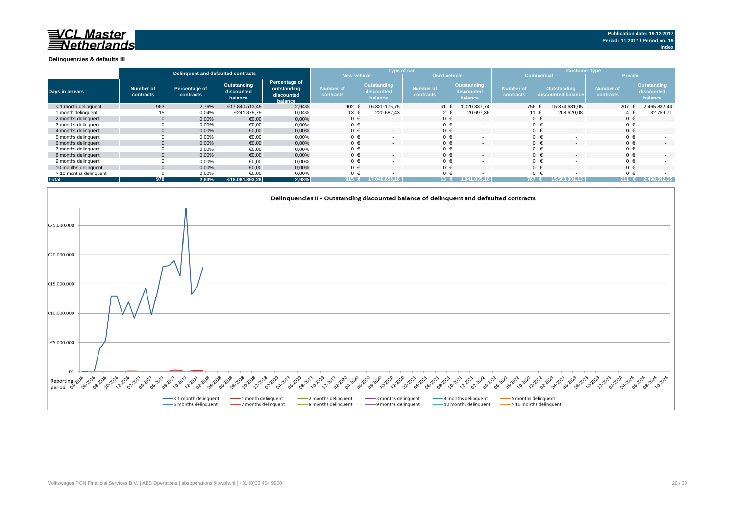**VCL Master Netherlands**

**Publication date: 19.12.2017**
**Period: 11.2017 / Period no. 19**
**Index**

**Delinquencies & defaults III**

| Days in arrears | Delinquent and defaulted contracts | | | | Type of car | | | | Customer type | | | |
|---|---|---|---|---|---|---|---|---|---|---|---|---|
| | | | | | New vehicle | | Used vehicle | | Commercial | | Private | |
| | Number of contracts | Percentage of contracts | Outstanding discounted balance | Percentage of outstanding discounted balance | Number of contracts | Outstanding discounted balance | Number of contracts | Outstanding discounted balance | Number of contracts | Outstanding discounted balance | Number of contracts | Outstanding discounted balance |
| < 1 month delinquent | 963 | 2,76% | €17.840.513,49 | 2,94% | 902 | € 16.820.175,75 | 61 | € 1.020.337,74 | 756 | € 15.374.681,05 | 207 | € 2.465.832,44 |
| 1 month delinquent | 15 | 0,04% | €241.379,79 | 0,04% | 13 | € 220.682,43 | 2 | € 20.697,36 | 11 | € 208.620,08 | 4 | € 32.759,71 |
| 2 months delinquent | 0 | 0,00% | €0,00 | 0,00% | 0 | € - | 0 | € - | 0 | € - | 0 | € - |
| 3 months delinquent | 0 | 0,00% | €0,00 | 0,00% | 0 | € - | 0 | € - | 0 | € - | 0 | € - |
| 4 months delinquent | 0 | 0,00% | €0,00 | 0,00% | 0 | € - | 0 | € - | 0 | € - | 0 | € - |
| 5 months delinquent | 0 | 0,00% | €0,00 | 0,00% | 0 | € - | 0 | € - | 0 | € - | 0 | € - |
| 6 months delinquent | 0 | 0,00% | €0,00 | 0,00% | 0 | € - | 0 | € - | 0 | € - | 0 | € - |
| 7 months delinquent | 0 | 0,00% | €0,00 | 0,00% | 0 | € - | 0 | € - | 0 | € - | 0 | € - |
| 8 months delinquent | 0 | 0,00% | €0,00 | 0,00% | 0 | € - | 0 | € - | 0 | € - | 0 | € - |
| 9 months delinquent | 0 | 0,00% | €0,00 | 0,00% | 0 | € - | 0 | € - | 0 | € - | 0 | € - |
| 10 months delinquent | 0 | 0,00% | €0,00 | 0,00% | 0 | € - | 0 | € - | 0 | € - | 0 | € - |
| > 10 months delinquent | 0 | 0,00% | €0,00 | 0,00% | 0 | € - | 0 | € - | 0 | € - | 0 | € - |
| **Total** | **978** | **2,80%** | **€18.081.893,28** | **2,98%** | **915** | **€ 17.040.858,18** | **63** | **€ 1.041.035,10** | **767** | **€ 15.583.301,13** | **211** | **€ 2.498.592,15** |

**Delinquencies II - Outstanding discounted balance of delinquent and defaulted contracts**

Volkswagen PON Financial Services B.V. | ABS Operations | absoperations@vwpfs.nl | +31 (0)33 454 9900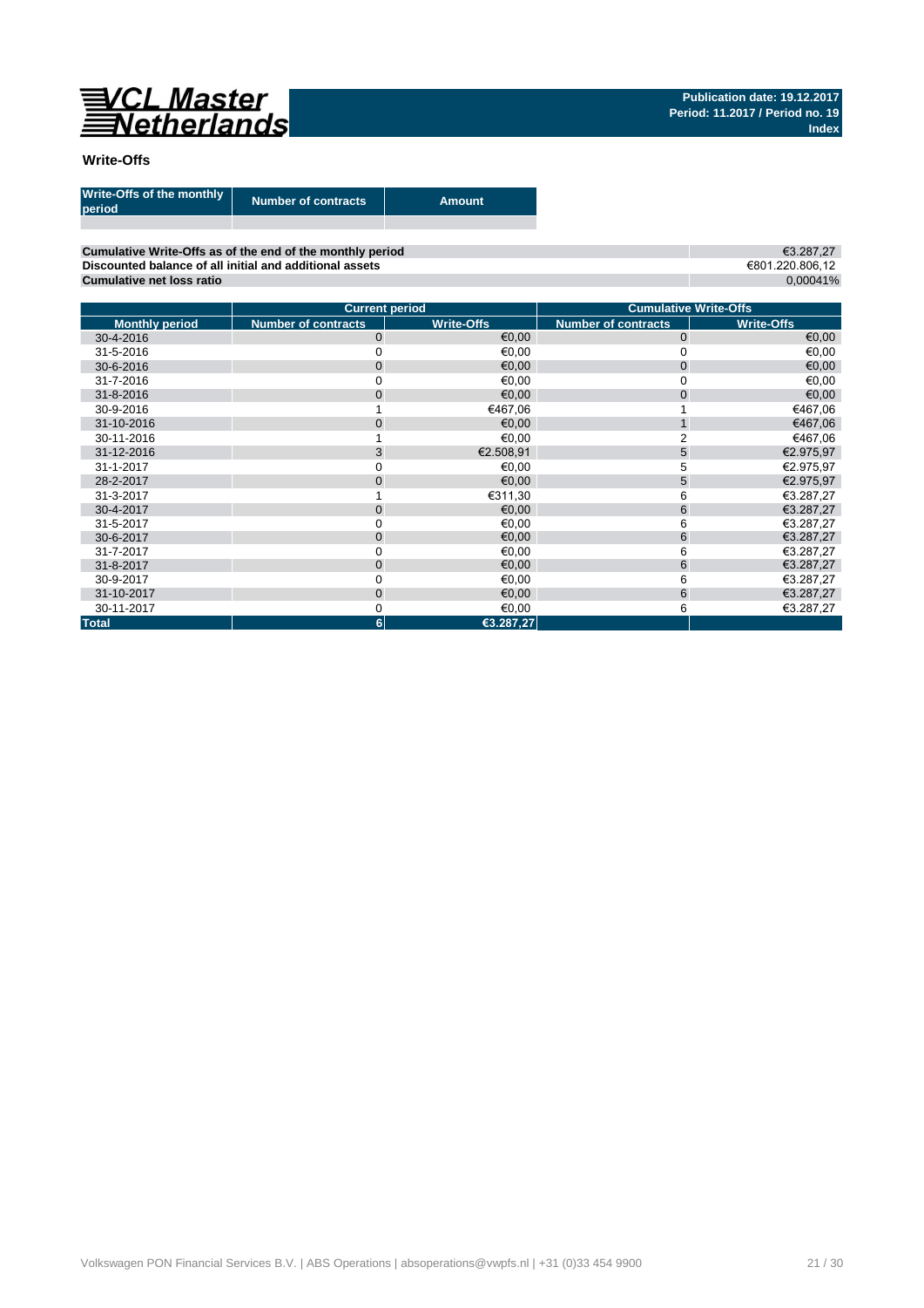## Write-Offs

| Write-Offs of the monthly period | Number of contracts | Amount |
|---|---|---|
| | | |

| | |
|---|---|
| **Cumulative Write-Offs as of the end of the monthly period** | €3.287,27 |
| **Discounted balance of all initial and additional assets** | €801.220.806,12 |
| **Cumulative net loss ratio** | 0,00041% |

| | Current period | | Cumulative Write-Offs | |
|---|---|---|---|---|
| **Monthly period** | **Number of contracts** | **Write-Offs** | **Number of contracts** | **Write-Offs** |
| 30-4-2016 | 0 | €0,00 | 0 | €0,00 |
| 31-5-2016 | 0 | €0,00 | 0 | €0,00 |
| 30-6-2016 | 0 | €0,00 | 0 | €0,00 |
| 31-7-2016 | 0 | €0,00 | 0 | €0,00 |
| 31-8-2016 | 0 | €0,00 | 0 | €0,00 |
| 30-9-2016 | 1 | €467,06 | 1 | €467,06 |
| 31-10-2016 | 0 | €0,00 | 1 | €467,06 |
| 30-11-2016 | 1 | €0,00 | 2 | €467,06 |
| 31-12-2016 | 3 | €2.508,91 | 5 | €2.975,97 |
| 31-1-2017 | 0 | €0,00 | 5 | €2.975,97 |
| 28-2-2017 | 0 | €0,00 | 5 | €2.975,97 |
| 31-3-2017 | 1 | €311,30 | 6 | €3.287,27 |
| 30-4-2017 | 0 | €0,00 | 6 | €3.287,27 |
| 31-5-2017 | 0 | €0,00 | 6 | €3.287,27 |
| 30-6-2017 | 0 | €0,00 | 6 | €3.287,27 |
| 31-7-2017 | 0 | €0,00 | 6 | €3.287,27 |
| 31-8-2017 | 0 | €0,00 | 6 | €3.287,27 |
| 30-9-2017 | 0 | €0,00 | 6 | €3.287,27 |
| 31-10-2017 | 0 | €0,00 | 6 | €3.287,27 |
| 30-11-2017 | 0 | €0,00 | 6 | €3.287,27 |
| **Total** | **6** | **€3.287,27** | | |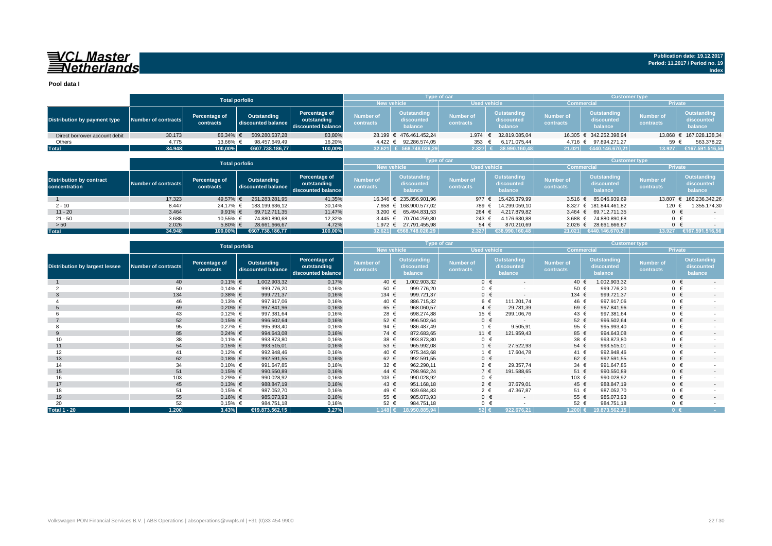**VCL Master Netherlands**

Publication date: 19.12.2017
Period: 11.2017 / Period no. 19
Index

## Pool data I

| Distribution by payment type | Total porfolio | | | | Type of car | | | | Customer type | | | |
|---|---|---|---|---|---|---|---|---|---|---|---|---|
| | | | | | New vehicle | | Used vehicle | | Commercial | | Private | |
| | Number of contracts | Percentage of contracts | Outstanding discounted balance | Percentage of outstanding discounted balance | Number of contracts | Outstanding discounted balance | Number of contracts | Outstanding discounted balance | Number of contracts | Outstanding discounted balance | Number of contracts | Outstanding discounted balance |
| Direct borrower account debit | 30.173 | 86,34% | € 509.280.537,28 | 83,80% | 28.199 | € 476.461.452,24 | 1.974 | € 32.819.085,04 | 16.305 | € 342.252.398,94 | 13.868 | € 167.028.138,34 |
| Others | 4.775 | 13,66% | € 98.457.649,49 | 16,20% | 4.422 | € 92.286.574,05 | 353 | € 6.171.075,44 | 4.716 | € 97.894.271,27 | 59 | € 563.378,22 |
| **Total** | **34.948** | **100,00%** | **€607.738.186,77** | **100,00%** | **32.621** | **€ 568.748.026,29** | **2.327** | **€ 38.990.160,48** | **21.021** | **€440.146.670,21** | **13.927** | **€167.591.516,56** |

| Distribution by contract concentration | Total porfolio | | | | Type of car | | | | Customer type | | | |
|---|---|---|---|---|---|---|---|---|---|---|---|---|
| | | | | | New vehicle | | Used vehicle | | Commercial | | Private | |
| | Number of contracts | Percentage of contracts | Outstanding discounted balance | Percentage of outstanding discounted balance | Number of contracts | Outstanding discounted balance | Number of contracts | Outstanding discounted balance | Number of contracts | Outstanding discounted balance | Number of contracts | Outstanding discounted balance |
| 1 | 17.323 | 49,57% | € 251.283.281,95 | 41,35% | 16.346 | € 235.856.901,96 | 977 | € 15.426.379,99 | 3.516 | € 85.046.939,69 | 13.807 | € 166.236.342,26 |
| 2 - 10 | 8.447 | 24,17% | € 183.199.636,12 | 30,14% | 7.658 | € 168.900.577,02 | 789 | € 14.299.059,10 | 8.327 | € 181.844.461,82 | 120 | € 1.355.174,30 |
| 11 - 20 | 3.464 | 9,91% | € 69.712.711,35 | 11,47% | 3.200 | € 65.494.831,53 | 264 | € 4.217.879,82 | 3.464 | € 69.712.711,35 | 0 | € - |
| 21 - 50 | 3.688 | 10,55% | € 74.880.890,68 | 12,32% | 3.445 | € 70.704.259,80 | 243 | € 4.176.630,88 | 3.688 | € 74.880.890,68 | 0 | € - |
| > 50 | 2.026 | 5,80% | € 28.661.666,67 | 4,72% | 1.972 | € 27.791.455,98 | 54 | € 870.210,69 | 2.026 | € 28.661.666,67 | 0 | € - |
| **Total** | **34.948** | **100,00%** | **€607.738.186,77** | **100,00%** | **32.621** | **€568.748.026,29** | **2.327** | **€38.990.160,48** | **21.021** | **€440.146.670,21** | **13.927** | **€167.591.516,56** |

| Distribution by largest lessee | Total porfolio | | | | Type of car | | | | Customer type | | | |
|---|---|---|---|---|---|---|---|---|---|---|---|---|
| | | | | | New vehicle | | Used vehicle | | Commercial | | Private | |
| | Number of contracts | Percentage of contracts | Outstanding discounted balance | Percentage of outstanding discounted balance | Number of contracts | Outstanding discounted balance | Number of contracts | Outstanding discounted balance | Number of contracts | Outstanding discounted balance | Number of contracts | Outstanding discounted balance |
| 1 | 40 | 0,11% | € 1.002.903,32 | 0,17% | 40 | € 1.002.903,32 | 0 | € - | 40 | € 1.002.903,32 | 0 | € - |
| 2 | 50 | 0,14% | € 999.776,20 | 0,16% | 50 | € 999.776,20 | 0 | € - | 50 | € 999.776,20 | 0 | € - |
| 3 | 134 | 0,38% | € 999.721,37 | 0,16% | 134 | € 999.721,37 | 0 | € - | 134 | € 999.721,37 | 0 | € - |
| 4 | 46 | 0,13% | € 997.917,06 | 0,16% | 40 | € 886.715,32 | 6 | € 111.201,74 | 46 | € 997.917,06 | 0 | € - |
| 5 | 69 | 0,20% | € 997.841,96 | 0,16% | 65 | € 968.060,57 | 4 | € 29.781,39 | 69 | € 997.841,96 | 0 | € - |
| 6 | 43 | 0,12% | € 997.381,64 | 0,16% | 28 | € 698.274,88 | 15 | € 299.106,76 | 43 | € 997.381,64 | 0 | € - |
| 7 | 52 | 0,15% | € 996.502,64 | 0,16% | 52 | € 996.502,64 | 0 | € - | 52 | € 996.502,64 | 0 | € - |
| 8 | 95 | 0,27% | € 995.993,40 | 0,16% | 94 | € 986.487,49 | 1 | € 9.505,91 | 95 | € 995.993,40 | 0 | € - |
| 9 | 85 | 0,24% | € 994.643,08 | 0,16% | 74 | € 872.683,65 | 11 | € 121.959,43 | 85 | € 994.643,08 | 0 | € - |
| 10 | 38 | 0,11% | € 993.873,80 | 0,16% | 38 | € 993.873,80 | 0 | € - | 38 | € 993.873,80 | 0 | € - |
| 11 | 54 | 0,15% | € 993.515,01 | 0,16% | 53 | € 965.992,08 | 1 | € 27.522,93 | 54 | € 993.515,01 | 0 | € - |
| 12 | 41 | 0,12% | € 992.948,46 | 0,16% | 40 | € 975.343,68 | 1 | € 17.604,78 | 41 | € 992.948,46 | 0 | € - |
| 13 | 62 | 0,18% | € 992.591,55 | 0,16% | 62 | € 992.591,55 | 0 | € - | 62 | € 992.591,55 | 0 | € - |
| 14 | 34 | 0,10% | € 991.647,85 | 0,16% | 32 | € 962.290,11 | 2 | € 29.357,74 | 34 | € 991.647,85 | 0 | € - |
| 15 | 51 | 0,15% | € 990.550,89 | 0,16% | 44 | € 798.962,24 | 7 | € 191.588,65 | 51 | € 990.550,89 | 0 | € - |
| 16 | 103 | 0,29% | € 990.028,92 | 0,16% | 103 | € 990.028,92 | 0 | € - | 103 | € 990.028,92 | 0 | € - |
| 17 | 45 | 0,13% | € 988.847,19 | 0,16% | 43 | € 951.168,18 | 2 | € 37.679,01 | 45 | € 988.847,19 | 0 | € - |
| 18 | 51 | 0,15% | € 987.052,70 | 0,16% | 49 | € 939.684,83 | 2 | € 47.367,87 | 51 | € 987.052,70 | 0 | € - |
| 19 | 55 | 0,16% | € 985.073,93 | 0,16% | 55 | € 985.073,93 | 0 | € - | 55 | € 985.073,93 | 0 | € - |
| 20 | 52 | 0,15% | € 984.751,18 | 0,16% | 52 | € 984.751,18 | 0 | € - | 52 | € 984.751,18 | 0 | € - |
| **Total 1 - 20** | **1.200** | **3,43%** | **€19.873.562,15** | **3,27%** | **1.148** | **€ 18.950.885,94** | **52** | **€ 922.676,21** | **1.200** | **€ 19.873.562,15** | **0** | **€ -** |

Volkswagen PON Financial Services B.V. | ABS Operations | absoperations@vwpfs.nl | +31 (0)33 454 9900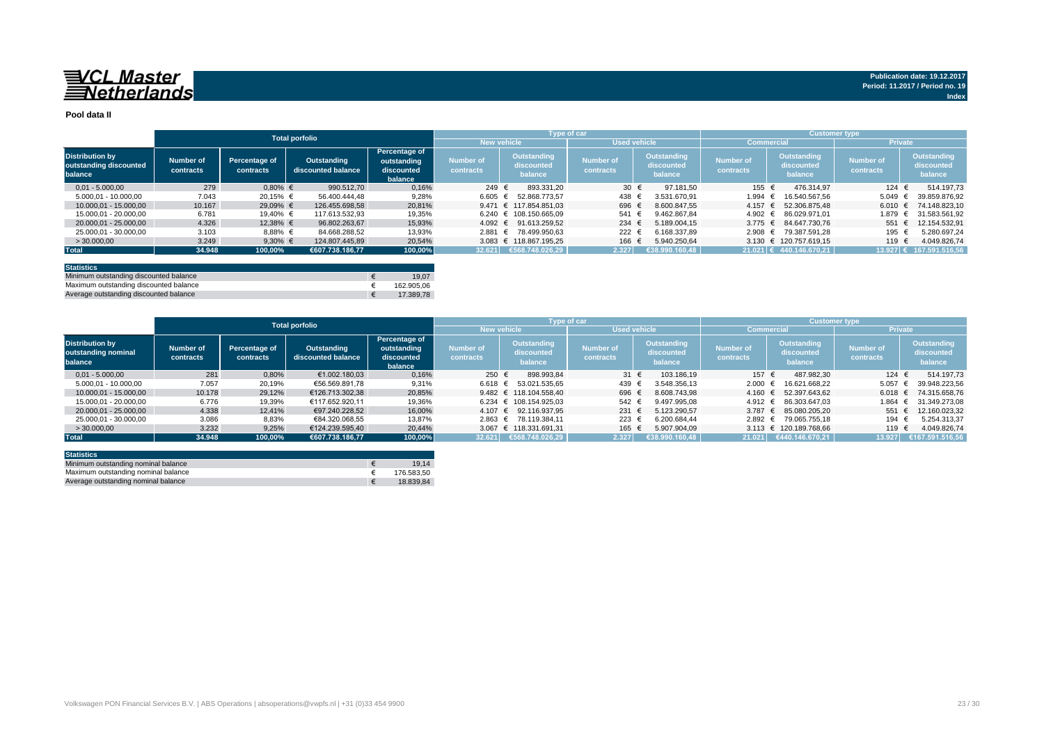**VCL Master Netherlands**

Publication date: 19.12.2017
Period: 11.2017 / Period no. 19
Index

## Pool data II

| Distribution by outstanding discounted balance | Total porfolio | | | | Type of car | | | | Customer type | | | |
|---|---|---|---|---|---|---|---|---|---|---|---|---|
| | | | | | New vehicle | | Used vehicle | | Commercial | | Private | |
| | Number of contracts | Percentage of contracts | Outstanding discounted balance | Percentage of outstanding discounted balance | Number of contracts | Outstanding discounted balance | Number of contracts | Outstanding discounted balance | Number of contracts | Outstanding discounted balance | Number of contracts | Outstanding discounted balance |
| 0,01 - 5.000,00 | 279 | 0,80% | € 990.512,70 | 0,16% | 249 | € 893.331,20 | 30 | € 97.181,50 | 155 | € 476.314,97 | 124 | € 514.197,73 |
| 5.000,01 - 10.000,00 | 7.043 | 20,15% | € 56.400.444,48 | 9,28% | 6.605 | € 52.868.773,57 | 438 | € 3.531.670,91 | 1.994 | € 16.540.567,56 | 5.049 | € 39.859.876,92 |
| 10.000,01 - 15.000,00 | 10.167 | 29,09% | € 126.455.698,58 | 20,81% | 9.471 | € 117.854.851,03 | 696 | € 8.600.847,55 | 4.157 | € 52.306.875,48 | 6.010 | € 74.148.823,10 |
| 15.000,01 - 20.000,00 | 6.781 | 19,40% | € 117.613.532,93 | 19,35% | 6.240 | € 108.150.665,09 | 541 | € 9.462.867,84 | 4.902 | € 86.029.971,01 | 1.879 | € 31.583.561,92 |
| 20.000,01 - 25.000,00 | 4.326 | 12,38% | € 96.802.263,67 | 15,93% | 4.092 | € 91.613.259,52 | 234 | € 5.189.004,15 | 3.775 | € 84.647.730,76 | 551 | € 12.154.532,91 |
| 25.000,01 - 30.000,00 | 3.103 | 8,88% | € 84.668.288,52 | 13,93% | 2.881 | € 78.499.950,63 | 222 | € 6.168.337,89 | 2.908 | € 79.387.591,28 | 195 | € 5.280.697,24 |
| > 30.000,00 | 3.249 | 9,30% | € 124.807.445,89 | 20,54% | 3.083 | € 118.867.195,25 | 166 | € 5.940.250,64 | 3.130 | € 120.757.619,15 | 119 | € 4.049.826,74 |
| **Total** | **34.948** | **100,00%** | **€607.738.186,77** | **100,00%** | **32.621** | **€568.748.026,29** | **2.327** | **€38.990.160,48** | **21.021** | **€ 440.146.670,21** | **13.927** | **€ 167.591.516,56** |

| Statistics | | |
|---|---|---|
| Minimum outstanding discounted balance | € | 19,07 |
| Maximum outstanding discounted balance | € | 162.905,06 |
| Average outstanding discounted balance | € | 17.389,78 |

| Distribution by outstanding nominal balance | Total porfolio | | | | Type of car | | | | Customer type | | | |
|---|---|---|---|---|---|---|---|---|---|---|---|---|
| | | | | | New vehicle | | Used vehicle | | Commercial | | Private | |
| | Number of contracts | Percentage of contracts | Outstanding discounted balance | Percentage of outstanding discounted balance | Number of contracts | Outstanding discounted balance | Number of contracts | Outstanding discounted balance | Number of contracts | Outstanding discounted balance | Number of contracts | Outstanding discounted balance |
| 0,01 - 5.000,00 | 281 | 0,80% | €1.002.180,03 | 0,16% | 250 | € 898.993,84 | 31 | € 103.186,19 | 157 | € 487.982,30 | 124 | € 514.197,73 |
| 5.000,01 - 10.000,00 | 7.057 | 20,19% | €56.569.891,78 | 9,31% | 6.618 | € 53.021.535,65 | 439 | € 3.548.356,13 | 2.000 | € 16.621.668,22 | 5.057 | € 39.948.223,56 |
| 10.000,01 - 15.000,00 | 10.178 | 29,12% | €126.713.302,38 | 20,85% | 9.482 | € 118.104.558,40 | 696 | € 8.608.743,98 | 4.160 | € 52.397.643,62 | 6.018 | € 74.315.658,76 |
| 15.000,01 - 20.000,00 | 6.776 | 19,39% | €117.652.920,11 | 19,36% | 6.234 | € 108.154.925,03 | 542 | € 9.497.995,08 | 4.912 | € 86.303.647,03 | 1.864 | € 31.349.273,08 |
| 20.000,01 - 25.000,00 | 4.338 | 12,41% | €97.240.228,52 | 16,00% | 4.107 | € 92.116.937,95 | 231 | € 5.123.290,57 | 3.787 | € 85.080.205,20 | 551 | € 12.160.023,32 |
| 25.000,01 - 30.000,00 | 3.086 | 8,83% | €84.320.068,55 | 13,87% | 2.863 | € 78.119.384,11 | 223 | € 6.200.684,44 | 2.892 | € 79.065.755,18 | 194 | € 5.254.313,37 |
| > 30.000,00 | 3.232 | 9,25% | €124.239.595,40 | 20,44% | 3.067 | € 118.331.691,31 | 165 | € 5.907.904,09 | 3.113 | € 120.189.768,66 | 119 | € 4.049.826,74 |
| **Total** | **34.948** | **100,00%** | **€607.738.186,77** | **100,00%** | **32.621** | **€568.748.026,29** | **2.327** | **€38.990.160,48** | **21.021** | **€440.146.670,21** | **13.927** | **€167.591.516,56** |

| Statistics | | |
|---|---|---|
| Minimum outstanding nominal balance | € | 19,14 |
| Maximum outstanding nominal balance | € | 176.583,50 |
| Average outstanding nominal balance | € | 18.839,84 |

Volkswagen PON Financial Services B.V. | ABS Operations | absoperations@vwpfs.nl | +31 (0)33 454 9900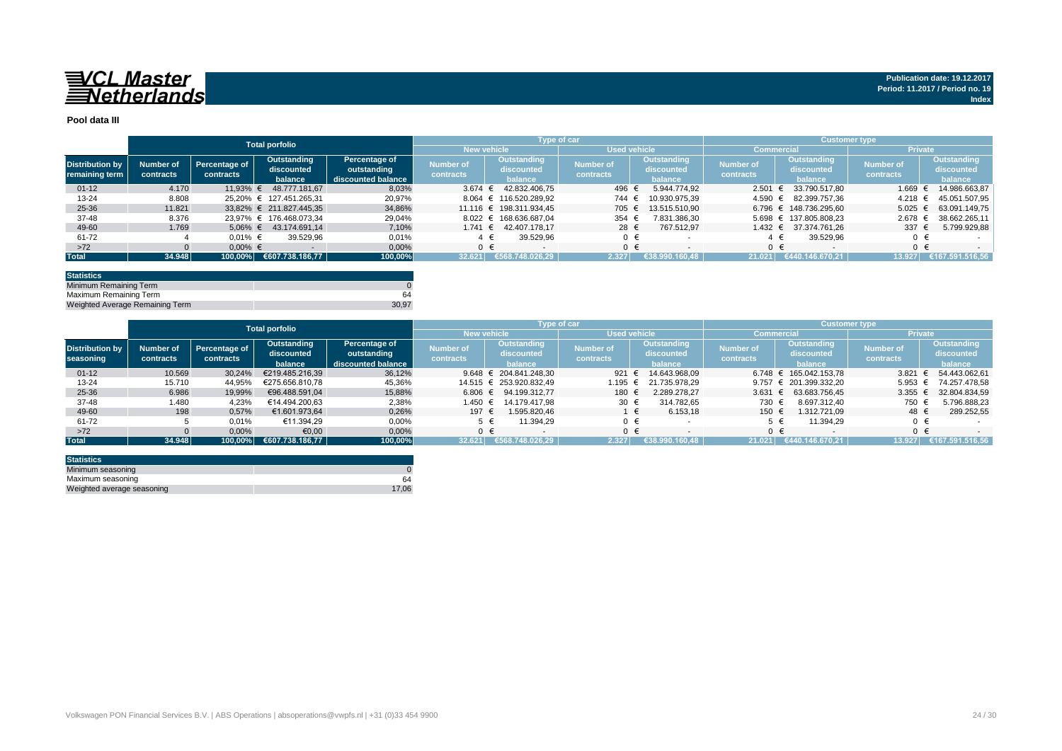**VCL Master Netherlands**

Publication date: 19.12.2017
Period: 11.2017 / Period no. 19
Index

## Pool data III

| Distribution by remaining term | Total porfolio | | | | Type of car | | | | Customer type | | | |
|---|---|---|---|---|---|---|---|---|---|---|---|---|
| | | | | | New vehicle | | Used vehicle | | Commercial | | Private | |
| | Number of contracts | Percentage of contracts | Outstanding discounted balance | Percentage of outstanding discounted balance | Number of contracts | Outstanding discounted balance | Number of contracts | Outstanding discounted balance | Number of contracts | Outstanding discounted balance | Number of contracts | Outstanding discounted balance |
| 01-12 | 4.170 | 11,93% | € 48.777.181,67 | 8,03% | 3.674 | € 42.832.406,75 | 496 | € 5.944.774,92 | 2.501 | € 33.790.517,80 | 1.669 | € 14.986.663,87 |
| 13-24 | 8.808 | 25,20% | € 127.451.265,31 | 20,97% | 8.064 | € 116.520.289,92 | 744 | € 10.930.975,39 | 4.590 | € 82.399.757,36 | 4.218 | € 45.051.507,95 |
| 25-36 | 11.821 | 33,82% | € 211.827.445,35 | 34,86% | 11.116 | € 198.311.934,45 | 705 | € 13.515.510,90 | 6.796 | € 148.736.295,60 | 5.025 | € 63.091.149,75 |
| 37-48 | 8.376 | 23,97% | € 176.468.073,34 | 29,04% | 8.022 | € 168.636.687,04 | 354 | € 7.831.386,30 | 5.698 | € 137.805.808,23 | 2.678 | € 38.662.265,11 |
| 49-60 | 1.769 | 5,06% | € 43.174.691,14 | 7,10% | 1.741 | € 42.407.178,17 | 28 | € 767.512,97 | 1.432 | € 37.374.761,26 | 337 | € 5.799.929,88 |
| 61-72 | 4 | 0,01% | € 39.529,96 | 0,01% | 4 | € 39.529,96 | 0 | € - | 4 | € 39.529,96 | 0 | € - |
| >72 | 0 | 0,00% | € - | 0,00% | 0 | € - | 0 | € - | 0 | € - | 0 | € - |
| **Total** | **34.948** | **100,00%** | **€607.738.186,77** | **100,00%** | **32.621** | **€568.748.026,29** | **2.327** | **€38.990.160,48** | **21.021** | **€440.146.670,21** | **13.927** | **€167.591.516,56** |

| Statistics | |
|---|---|
| Minimum Remaining Term | 0 |
| Maximum Remaining Term | 64 |
| Weighted Average Remaining Term | 30,97 |

| Distribution by seasoning | Total porfolio | | | | Type of car | | | | Customer type | | | |
|---|---|---|---|---|---|---|---|---|---|---|---|---|
| | | | | | New vehicle | | Used vehicle | | Commercial | | Private | |
| | Number of contracts | Percentage of contracts | Outstanding discounted balance | Percentage of outstanding discounted balance | Number of contracts | Outstanding discounted balance | Number of contracts | Outstanding discounted balance | Number of contracts | Outstanding discounted balance | Number of contracts | Outstanding discounted balance |
| 01-12 | 10.569 | 30,24% | €219.485.216,39 | 36,12% | 9.648 | € 204.841.248,30 | 921 | € 14.643.968,09 | 6.748 | € 165.042.153,78 | 3.821 | € 54.443.062,61 |
| 13-24 | 15.710 | 44,95% | €275.656.810,78 | 45,36% | 14.515 | € 253.920.832,49 | 1.195 | € 21.735.978,29 | 9.757 | € 201.399.332,20 | 5.953 | € 74.257.478,58 |
| 25-36 | 6.986 | 19,99% | €96.488.591,04 | 15,88% | 6.806 | € 94.199.312,77 | 180 | € 2.289.278,27 | 3.631 | € 63.683.756,45 | 3.355 | € 32.804.834,59 |
| 37-48 | 1.480 | 4,23% | €14.494.200,63 | 2,38% | 1.450 | € 14.179.417,98 | 30 | € 314.782,65 | 730 | € 8.697.312,40 | 750 | € 5.796.888,23 |
| 49-60 | 198 | 0,57% | €1.601.973,64 | 0,26% | 197 | € 1.595.820,46 | 1 | € 6.153,18 | 150 | € 1.312.721,09 | 48 | € 289.252,55 |
| 61-72 | 5 | 0,01% | €11.394,29 | 0,00% | 5 | € 11.394,29 | 0 | € - | 5 | € 11.394,29 | 0 | € - |
| >72 | 0 | 0,00% | €0,00 | 0,00% | 0 | € - | 0 | € - | 0 | € - | 0 | € - |
| **Total** | **34.948** | **100,00%** | **€607.738.186,77** | **100,00%** | **32.621** | **€568.748.026,29** | **2.327** | **€38.990.160,48** | **21.021** | **€440.146.670,21** | **13.927** | **€167.591.516,56** |

| Statistics | |
|---|---|
| Minimum seasoning | 0 |
| Maximum seasoning | 64 |
| Weighted average seasoning | 17,06 |

Volkswagen PON Financial Services B.V. | ABS Operations | absoperations@vwpfs.nl | +31 (0)33 454 9900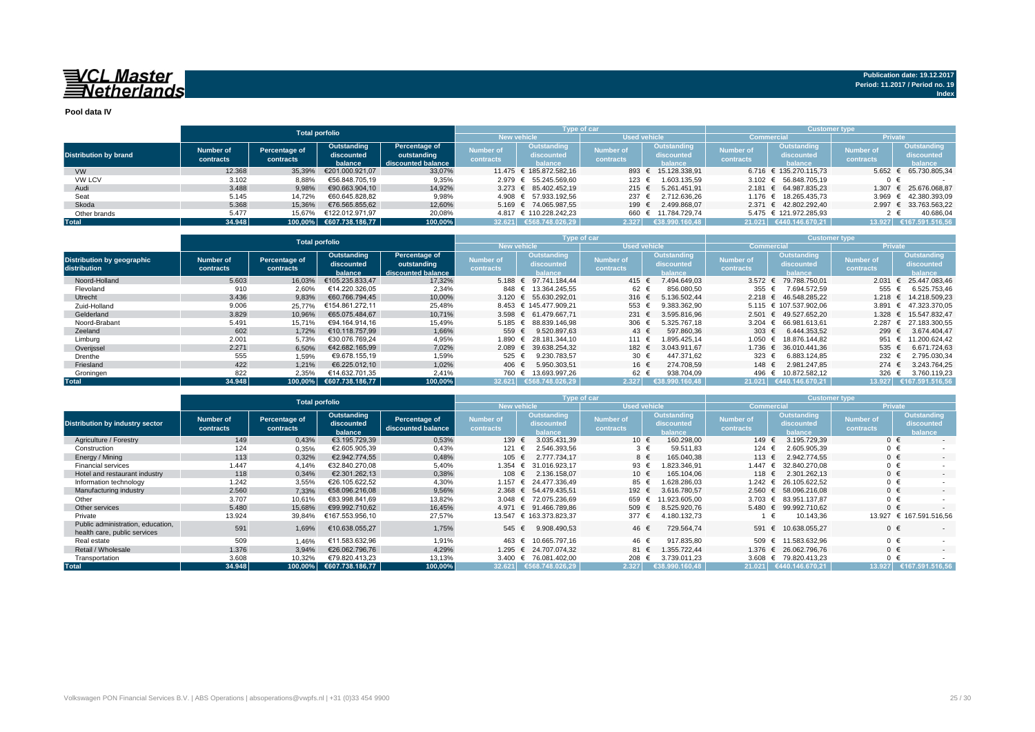**VCL Master Netherlands**

Publication date: 19.12.2017
Period: 11.2017 / Period no. 19
Index

**Pool data IV**

| Distribution by brand | Total porfolio | | | | Type of car | | | | Customer type | | | |
|---|---|---|---|---|---|---|---|---|---|---|---|---|
| | | | | | New vehicle | | Used vehicle | | Commercial | | Private | |
| | Number of contracts | Percentage of contracts | Outstanding discounted balance | Percentage of outstanding discounted balance | Number of contracts | Outstanding discounted balance | Number of contracts | Outstanding discounted balance | Number of contracts | Outstanding discounted balance | Number of contracts | Outstanding discounted balance |
| VW | 12.368 | 35,39% | €201.000.921,07 | 33,07% | 11.475 | € 185.872.582,16 | 893 | € 15.128.338,91 | 6.716 | € 135.270.115,73 | 5.652 | € 65.730.805,34 |
| VW LCV | 3.102 | 8,88% | €56.848.705,19 | 9,35% | 2.979 | € 55.245.569,60 | 123 | € 1.603.135,59 | 3.102 | € 56.848.705,19 | 0 | € - |
| Audi | 3.488 | 9,98% | €90.663.904,10 | 14,92% | 3.273 | € 85.402.452,19 | 215 | € 5.261.451,91 | 2.181 | € 64.987.835,23 | 1.307 | € 25.676.068,87 |
| Seat | 5.145 | 14,72% | €60.645.828,82 | 9,98% | 4.908 | € 57.933.192,56 | 237 | € 2.712.636,26 | 1.176 | € 18.265.435,73 | 3.969 | € 42.380.393,09 |
| Skoda | 5.368 | 15,36% | €76.565.855,62 | 12,60% | 5.169 | € 74.065.987,55 | 199 | € 2.499.868,07 | 2.371 | € 42.802.292,40 | 2.997 | € 33.763.563,22 |
| Other brands | 5.477 | 15,67% | €122.012.971,97 | 20,08% | 4.817 | € 110.228.242,23 | 660 | € 11.784.729,74 | 5.475 | € 121.972.285,93 | 2 | € 40.686,04 |
| **Total** | **34.948** | **100,00%** | **€607.738.186,77** | **100,00%** | **32.621** | **€568.748.026,29** | **2.327** | **€38.990.160,48** | **21.021** | **€440.146.670,21** | **13.927** | **€167.591.516,56** |

| Distribution by geographic distribution | Total porfolio | | | | Type of car | | | | Customer type | | | |
|---|---|---|---|---|---|---|---|---|---|---|---|---|
| | | | | | New vehicle | | Used vehicle | | Commercial | | Private | |
| | Number of contracts | Percentage of contracts | Outstanding discounted balance | Percentage of outstanding discounted balance | Number of contracts | Outstanding discounted balance | Number of contracts | Outstanding discounted balance | Number of contracts | Outstanding discounted balance | Number of contracts | Outstanding discounted balance |
| Noord-Holland | 5.603 | 16,03% | €105.235.833,47 | 17,32% | 5.188 | € 97.741.184,44 | 415 | € 7.494.649,03 | 3.572 | € 79.788.750,01 | 2.031 | € 25.447.083,46 |
| Flevoland | 910 | 2,60% | €14.220.326,05 | 2,34% | 848 | € 13.364.245,55 | 62 | € 856.080,50 | 355 | € 7.694.572,59 | 555 | € 6.525.753,46 |
| Utrecht | 3.436 | 9,83% | €60.766.794,45 | 10,00% | 3.120 | € 55.630.292,01 | 316 | € 5.136.502,44 | 2.218 | € 46.548.285,22 | 1.218 | € 14.218.509,23 |
| Zuid-Holland | 9.006 | 25,77% | €154.861.272,11 | 25,48% | 8.453 | € 145.477.909,21 | 553 | € 9.383.362,90 | 5.115 | € 107.537.902,06 | 3.891 | € 47.323.370,05 |
| Gelderland | 3.829 | 10,96% | €65.075.484,67 | 10,71% | 3.598 | € 61.479.667,71 | 231 | € 3.595.816,96 | 2.501 | € 49.527.652,20 | 1.328 | € 15.547.832,47 |
| Noord-Brabant | 5.491 | 15,71% | €94.164.914,16 | 15,49% | 5.185 | € 88.839.146,98 | 306 | € 5.325.767,18 | 3.204 | € 66.981.613,61 | 2.287 | € 27.183.300,55 |
| Zeeland | 602 | 1,72% | €10.118.757,99 | 1,66% | 559 | € 9.520.897,63 | 43 | € 597.860,36 | 303 | € 6.444.353,52 | 299 | € 3.674.404,47 |
| Limburg | 2.001 | 5,73% | €30.076.769,24 | 4,95% | 1.890 | € 28.181.344,10 | 111 | € 1.895.425,14 | 1.050 | € 18.876.144,82 | 951 | € 11.200.624,42 |
| Overijssel | 2.271 | 6,50% | €42.682.165,99 | 7,02% | 2.089 | € 39.638.254,32 | 182 | € 3.043.911,67 | 1.736 | € 36.010.441,36 | 535 | € 6.671.724,63 |
| Drenthe | 555 | 1,59% | €9.678.155,19 | 1,59% | 525 | € 9.230.783,57 | 30 | € 447.371,62 | 323 | € 6.883.124,85 | 232 | € 2.795.030,34 |
| Friesland | 422 | 1,21% | €6.225.012,10 | 1,02% | 406 | € 5.950.303,51 | 16 | € 274.708,59 | 148 | € 2.981.247,85 | 274 | € 3.243.764,25 |
| Groningen | 822 | 2,35% | €14.632.701,35 | 2,41% | 760 | € 13.693.997,26 | 62 | € 938.704,09 | 496 | € 10.872.582,12 | 326 | € 3.760.119,23 |
| **Total** | **34.948** | **100,00%** | **€607.738.186,77** | **100,00%** | **32.621** | **€568.748.026,29** | **2.327** | **€38.990.160,48** | **21.021** | **€440.146.670,21** | **13.927** | **€167.591.516,56** |

| Distribution by industry sector | Total porfolio | | | | Type of car | | | | Customer type | | | |
|---|---|---|---|---|---|---|---|---|---|---|---|---|
| | | | | | New vehicle | | Used vehicle | | Commercial | | Private | |
| | Number of contracts | Percentage of contracts | Outstanding discounted balance | Percentage of discounted balance | Number of contracts | Outstanding discounted balance | Number of contracts | Outstanding discounted balance | Number of contracts | Outstanding discounted balance | Number of contracts | Outstanding discounted balance |
| Agriculture / Forestry | 149 | 0,43% | €3.195.729,39 | 0,53% | 139 | € 3.035.431,39 | 10 | € 160.298,00 | 149 | € 3.195.729,39 | 0 | € - |
| Construction | 124 | 0,35% | €2.605.905,39 | 0,43% | 121 | € 2.546.393,56 | 3 | € 59.511,83 | 124 | € 2.605.905,39 | 0 | € - |
| Energy / Mining | 113 | 0,32% | €2.942.774,55 | 0,48% | 105 | € 2.777.734,17 | 8 | € 165.040,38 | 113 | € 2.942.774,55 | 0 | € - |
| Financial services | 1.447 | 4,14% | €32.840.270,08 | 5,40% | 1.354 | € 31.016.923,17 | 93 | € 1.823.346,91 | 1.447 | € 32.840.270,08 | 0 | € - |
| Hotel and restaurant industry | 118 | 0,34% | €2.301.262,13 | 0,38% | 108 | € 2.136.158,07 | 10 | € 165.104,06 | 118 | € 2.301.262,13 | 0 | € - |
| Manufacturing industry | 2.560 | 7,33% | €58.096.216,08 | 9,56% | 2.368 | € 54.479.435,51 | 192 | € 3.616.780,57 | 2.560 | € 58.096.216,08 | 0 | € - |
| Other | 3.707 | 10,61% | €83.998.841,69 | 13,82% | 3.048 | € 72.075.236,69 | 659 | € 11.923.605,00 | 3.703 | € 83.951.137,87 | 0 | € - |
| Information technology | 1.242 | 3,55% | €26.105.622,52 | 4,30% | 1.157 | € 24.477.336,49 | 85 | € 1.628.286,03 | 1.242 | € 26.105.622,52 | 0 | € - |
| Other services | 5.480 | 15,68% | €99.992.710,62 | 16,45% | 4.971 | € 91.466.789,86 | 509 | € 8.525.920,76 | 5.480 | € 99.992.710,62 | 0 | € - |
| Private | 13.924 | 39,84% | €167.553.956,10 | 27,57% | 13.547 | € 163.373.823,37 | 377 | € 4.180.132,73 | 1 | € 10.143,36 | 13.927 | € 167.591.516,56 |
| Public administration, education, health care, public services | 591 | 1,69% | €10.638.055,27 | 1,75% | 545 | € 9.908.490,53 | 46 | € 729.564,74 | 591 | € 10.638.055,27 | 0 | € - |
| Real estate | 509 | 1,46% | €11.583.632,96 | 1,91% | 463 | € 10.665.797,16 | 46 | € 917.835,80 | 509 | € 11.583.632,96 | 0 | € - |
| Retail / Wholesale | 1.376 | 3,94% | €26.062.796,76 | 4,29% | 1.295 | € 24.707.074,32 | 81 | € 1.355.722,44 | 1.376 | € 26.062.796,76 | 0 | € - |
| Transportation | 3.608 | 10,32% | €79.820.413,23 | 13,13% | 3.400 | € 76.081.402,00 | 208 | € 3.739.011,23 | 3.608 | € 79.820.413,23 | 0 | € - |
| **Total** | **34.948** | **100,00%** | **€607.738.186,77** | **100,00%** | **32.621** | **€568.748.026,29** | **2.327** | **€38.990.160,48** | **21.021** | **€440.146.670,21** | **13.927** | **€167.591.516,56** |

Volkswagen PON Financial Services B.V. | ABS Operations | absoperations@vwpfs.nl | +31 (0)33 454 9900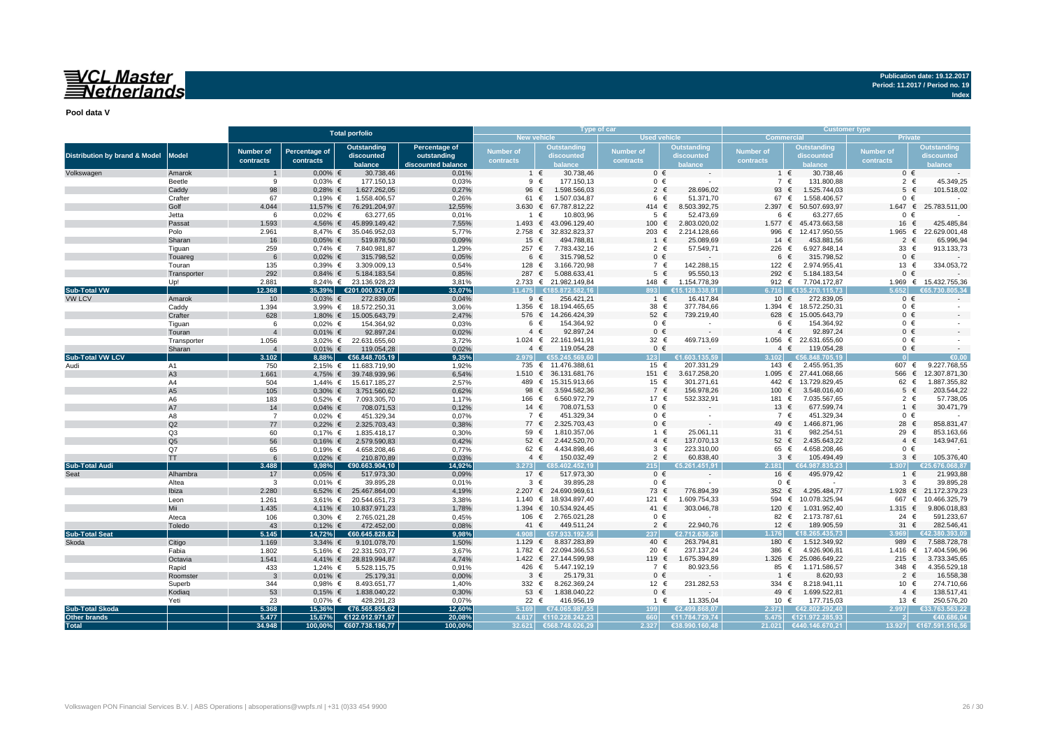**VCL Master Netherlands**

**Publication date: 19.12.2017**
**Period: 11.2017 / Period no. 19**
**Index**

**Pool data V**

| Distribution by brand & Model | Model | Total porfolio | | | | Type of car | | | | Customer type | | | |
|---|---|---|---|---|---|---|---|---|---|---|---|---|---|
| | | | | | | New vehicle | | Used vehicle | | Commercial | | Private | |
| | | Number of contracts | Percentage of contracts | Outstanding discounted balance | Percentage of outstanding discounted balance | Number of contracts | Outstanding discounted balance | Number of contracts | Outstanding discounted balance | Number of contracts | Outstanding discounted balance | Number of contracts | Outstanding discounted balance |
| Volkswagen | Amarok | 1 | 0,00% | € 30.738,46 | 0,01% | 1 | € 30.738,46 | 0 | € - | 1 | € 30.738,46 | 0 | € - |
| | Beetle | 9 | 0,03% | € 177.150,13 | 0,03% | 9 | € 177.150,13 | 0 | € - | 7 | € 131.800,88 | 2 | € 45.349,25 |
| | Caddy | 98 | 0,28% | € 1.627.262,05 | 0,27% | 96 | € 1.598.566,03 | 2 | € 28.696,02 | 93 | € 1.525.744,03 | 5 | € 101.518,02 |
| | Crafter | 67 | 0,19% | € 1.558.406,57 | 0,26% | 61 | € 1.507.034,87 | 6 | € 51.371,70 | 67 | € 1.558.406,57 | 0 | € - |
| | Golf | 4.044 | 11,57% | € 76.291.204,97 | 12,55% | 3.630 | € 67.787.812,22 | 414 | € 8.503.392,75 | 2.397 | € 50.507.693,97 | 1.647 | € 25.783.511,00 |
| | Jetta | 6 | 0,02% | € 63.277,65 | 0,01% | 1 | € 10.803,96 | 5 | € 52.473,69 | 6 | € 63.277,65 | 0 | € - |
| | Passat | 1.593 | 4,56% | € 45.899.149,42 | 7,55% | 1.493 | € 43.096.129,40 | 100 | € 2.803.020,02 | 1.577 | € 45.473.663,58 | 16 | € 425.485,84 |
| | Polo | 2.961 | 8,47% | € 35.046.952,03 | 5,77% | 2.758 | € 32.832.823,37 | 203 | € 2.214.128,66 | 996 | € 12.417.950,55 | 1.965 | € 22.629.001,48 |
| | Sharan | 16 | 0,05% | € 519.878,50 | 0,09% | 15 | € 494.788,81 | 1 | € 25.089,69 | 14 | € 453.881,56 | 2 | € 65.996,94 |
| | Tiguan | 259 | 0,74% | € 7.840.981,87 | 1,29% | 257 | € 7.783.432,16 | 2 | € 57.549,71 | 226 | € 6.927.848,14 | 33 | € 913.133,73 |
| | Touareg | 6 | 0,02% | € 315.798,52 | 0,05% | 6 | € 315.798,52 | 0 | € - | 6 | € 315.798,52 | 0 | € - |
| | Touran | 135 | 0,39% | € 3.309.009,13 | 0,54% | 128 | € 3.166.720,98 | 7 | € 142.288,15 | 122 | € 2.974.955,41 | 13 | € 334.053,72 |
| | Transporter | 292 | 0,84% | € 5.184.183,54 | 0,85% | 287 | € 5.088.633,41 | 5 | € 95.550,13 | 292 | € 5.184.183,54 | 0 | € - |
| | Up! | 2.881 | 8,24% | € 23.136.928,23 | 3,81% | 2.733 | € 21.982.149,84 | 148 | € 1.154.778,39 | 912 | € 7.704.172,87 | 1.969 | € 15.432.755,36 |
| **Sub-Total VW** | | **12.368** | **35,39%** | **€201.000.921,07** | **33,07%** | **11.475** | **€185.872.582,16** | **893** | **€15.128.338,91** | **6.716** | **€135.270.115,73** | **5.652** | **€65.730.805,34** |
| VW LCV | Amarok | 10 | 0,03% | € 272.839,05 | 0,04% | 9 | € 256.421,21 | 1 | € 16.417,84 | 10 | € 272.839,05 | 0 | € - |
| | Caddy | 1.394 | 3,99% | € 18.572.250,31 | 3,06% | 1.356 | € 18.194.465,65 | 38 | € 377.784,66 | 1.394 | € 18.572.250,31 | 0 | € - |
| | Crafter | 628 | 1,80% | € 15.005.643,79 | 2,47% | 576 | € 14.266.424,39 | 52 | € 739.219,40 | 628 | € 15.005.643,79 | 0 | € - |
| | Tiguan | 6 | 0,02% | € 154.364,92 | 0,03% | 6 | € 154.364,92 | 0 | € - | 6 | € 154.364,92 | 0 | € - |
| | Touran | 4 | 0,01% | € 92.897,24 | 0,02% | 4 | € 92.897,24 | 0 | € - | 4 | € 92.897,24 | 0 | € - |
| | Transporter | 1.056 | 3,02% | € 22.631.655,60 | 3,72% | 1.024 | € 22.161.941,91 | 32 | € 469.713,69 | 1.056 | € 22.631.655,60 | 0 | € - |
| | Sharan | 4 | 0,01% | € 119.054,28 | 0,02% | 4 | € 119.054,28 | 0 | € - | 4 | € 119.054,28 | 0 | € - |
| **Sub-Total VW LCV** | | **3.102** | **8,88%** | **€56.848.705,19** | **9,35%** | **2.979** | **€55.245.569,60** | **123** | **€1.603.135,59** | **3.102** | **€56.848.705,19** | **0** | **€0,00** |
| Audi | A1 | 750 | 2,15% | € 11.683.719,90 | 1,92% | 735 | € 11.476.388,61 | 15 | € 207.331,29 | 143 | € 2.455.951,35 | 607 | € 9.227.768,55 |
| | A3 | 1.661 | 4,75% | € 39.748.939,96 | 6,54% | 1.510 | € 36.131.681,76 | 151 | € 3.617.258,20 | 1.095 | € 27.441.068,66 | 566 | € 12.307.871,30 |
| | A4 | 504 | 1,44% | € 15.617.185,27 | 2,57% | 489 | € 15.315.913,66 | 15 | € 301.271,61 | 442 | € 13.729.829,45 | 62 | € 1.887.355,82 |
| | A5 | 105 | 0,30% | € 3.751.560,62 | 0,62% | 98 | € 3.594.582,36 | 7 | € 156.978,26 | 100 | € 3.548.016,40 | 5 | € 203.544,22 |
| | A6 | 183 | 0,52% | € 7.093.305,70 | 1,17% | 166 | € 6.560.972,79 | 17 | € 532.332,91 | 181 | € 7.035.567,65 | 2 | € 57.738,05 |
| | A7 | 14 | 0,04% | € 708.071,53 | 0,12% | 14 | € 708.071,53 | 0 | € - | 13 | € 677.599,74 | 1 | € 30.471,79 |
| | A8 | 7 | 0,02% | € 451.329,34 | 0,07% | 7 | € 451.329,34 | 0 | € - | 7 | € 451.329,34 | 0 | € - |
| | Q2 | 77 | 0,22% | € 2.325.703,43 | 0,38% | 77 | € 2.325.703,43 | 0 | € - | 49 | € 1.466.871,96 | 28 | € 858.831,47 |
| | Q3 | 60 | 0,17% | € 1.835.418,17 | 0,30% | 59 | € 1.810.357,06 | 1 | € 25.061,11 | 31 | € 982.254,51 | 29 | € 853.163,66 |
| | Q5 | 56 | 0,16% | € 2.579.590,83 | 0,42% | 52 | € 2.442.520,70 | 4 | € 137.070,13 | 52 | € 2.435.643,22 | 4 | € 143.947,61 |
| | Q7 | 65 | 0,19% | € 4.658.208,46 | 0,77% | 62 | € 4.434.898,46 | 3 | € 223.310,00 | 65 | € 4.658.208,46 | 0 | € - |
| | TT | 6 | 0,02% | € 210.870,89 | 0,03% | 4 | € 150.032,49 | 2 | € 60.838,40 | 3 | € 105.494,49 | 3 | € 105.376,40 |
| **Sub-Total Audi** | | **3.488** | **9,98%** | **€90.663.904,10** | **14,92%** | **3.273** | **€85.402.452,19** | **215** | **€5.261.451,91** | **2.181** | **€64.987.835,23** | **1.307** | **€25.676.068,87** |
| Seat | Alhambra | 17 | 0,05% | € 517.973,30 | 0,09% | 17 | € 517.973,30 | 0 | € - | 16 | € 495.979,42 | 1 | € 21.993,88 |
| | Altea | 3 | 0,01% | € 39.895,28 | 0,01% | 3 | € 39.895,28 | 0 | € - | 0 | € - | 3 | € 39.895,28 |
| | Ibiza | 2.280 | 6,52% | € 25.467.864,00 | 4,19% | 2.207 | € 24.690.969,61 | 73 | € 776.894,39 | 352 | € 4.295.484,77 | 1.928 | € 21.172.379,23 |
| | Leon | 1.261 | 3,61% | € 20.544.651,73 | 3,38% | 1.140 | € 18.934.897,40 | 121 | € 1.609.754,33 | 594 | € 10.078.325,94 | 667 | € 10.466.325,79 |
| | Mii | 1.435 | 4,11% | € 10.837.971,23 | 1,78% | 1.394 | € 10.534.924,45 | 41 | € 303.046,78 | 120 | € 1.031.952,40 | 1.315 | € 9.806.018,83 |
| | Ateca | 106 | 0,30% | € 2.765.021,28 | 0,45% | 106 | € 2.765.021,28 | 0 | € - | 82 | € 2.173.787,61 | 24 | € 591.233,67 |
| | Toledo | 43 | 0,12% | € 472.452,00 | 0,08% | 41 | € 449.511,24 | 2 | € 22.940,76 | 12 | € 189.905,59 | 31 | € 282.546,41 |
| **Sub-Total Seat** | | **5.145** | **14,72%** | **€60.645.828,82** | **9,98%** | **4.908** | **€57.933.192,56** | **237** | **€2.712.636,26** | **1.176** | **€18.265.435,73** | **3.969** | **€42.380.393,09** |
| Skoda | Citigo | 1.169 | 3,34% | € 9.101.078,70 | 1,50% | 1.129 | € 8.837.283,89 | 40 | € 263.794,81 | 180 | € 1.512.349,92 | 989 | € 7.588.728,78 |
| | Fabia | 1.802 | 5,16% | € 22.331.503,77 | 3,67% | 1.782 | € 22.094.366,53 | 20 | € 237.137,24 | 386 | € 4.926.906,81 | 1.416 | € 17.404.596,96 |
| | Octavia | 1.541 | 4,41% | € 28.819.994,87 | 4,74% | 1.422 | € 27.144.599,98 | 119 | € 1.675.394,89 | 1.326 | € 25.086.649,22 | 215 | € 3.733.345,65 |
| | Rapid | 433 | 1,24% | € 5.528.115,75 | 0,91% | 426 | € 5.447.192,19 | 7 | € 80.923,56 | 85 | € 1.171.586,57 | 348 | € 4.356.529,18 |
| | Roomster | 3 | 0,01% | € 25.179,31 | 0,00% | 3 | € 25.179,31 | 0 | € - | 1 | € 8.620,93 | 2 | € 16.558,38 |
| | Superb | 344 | 0,98% | € 8.493.651,77 | 1,40% | 332 | € 8.262.369,24 | 12 | € 231.282,53 | 334 | € 8.218.941,11 | 10 | € 274.710,66 |
| | Kodiaq | 53 | 0,15% | € 1.838.040,22 | 0,30% | 53 | € 1.838.040,22 | 0 | € - | 49 | € 1.699.522,81 | 4 | € 138.517,41 |
| | Yeti | 23 | 0,07% | € 428.291,23 | 0,07% | 22 | € 416.956,19 | 1 | € 11.335,04 | 10 | € 177.715,03 | 13 | € 250.576,20 |
| **Sub-Total Skoda** | | **5.368** | **15,36%** | **€76.565.855,62** | **12,60%** | **5.169** | **€74.065.987,55** | **199** | **€2.499.868,07** | **2.371** | **€42.802.292,40** | **2.997** | **€33.763.563,22** |
| **Other brands** | | **5.477** | **15,67%** | **€122.012.971,97** | **20,08%** | **4.817** | **€110.228.242,23** | **660** | **€11.784.729,74** | **5.475** | **€121.972.285,93** | **2** | **€40.686,04** |
| **Total** | | **34.948** | **100,00%** | **€607.738.186,77** | **100,00%** | **32.621** | **€568.748.026,29** | **2.327** | **€38.990.160,48** | **21.021** | **€440.146.670,21** | **13.927** | **€167.591.516,56** |

Volkswagen PON Financial Services B.V. | ABS Operations | absoperations@vwpfs.nl | +31 (0)33 454 9900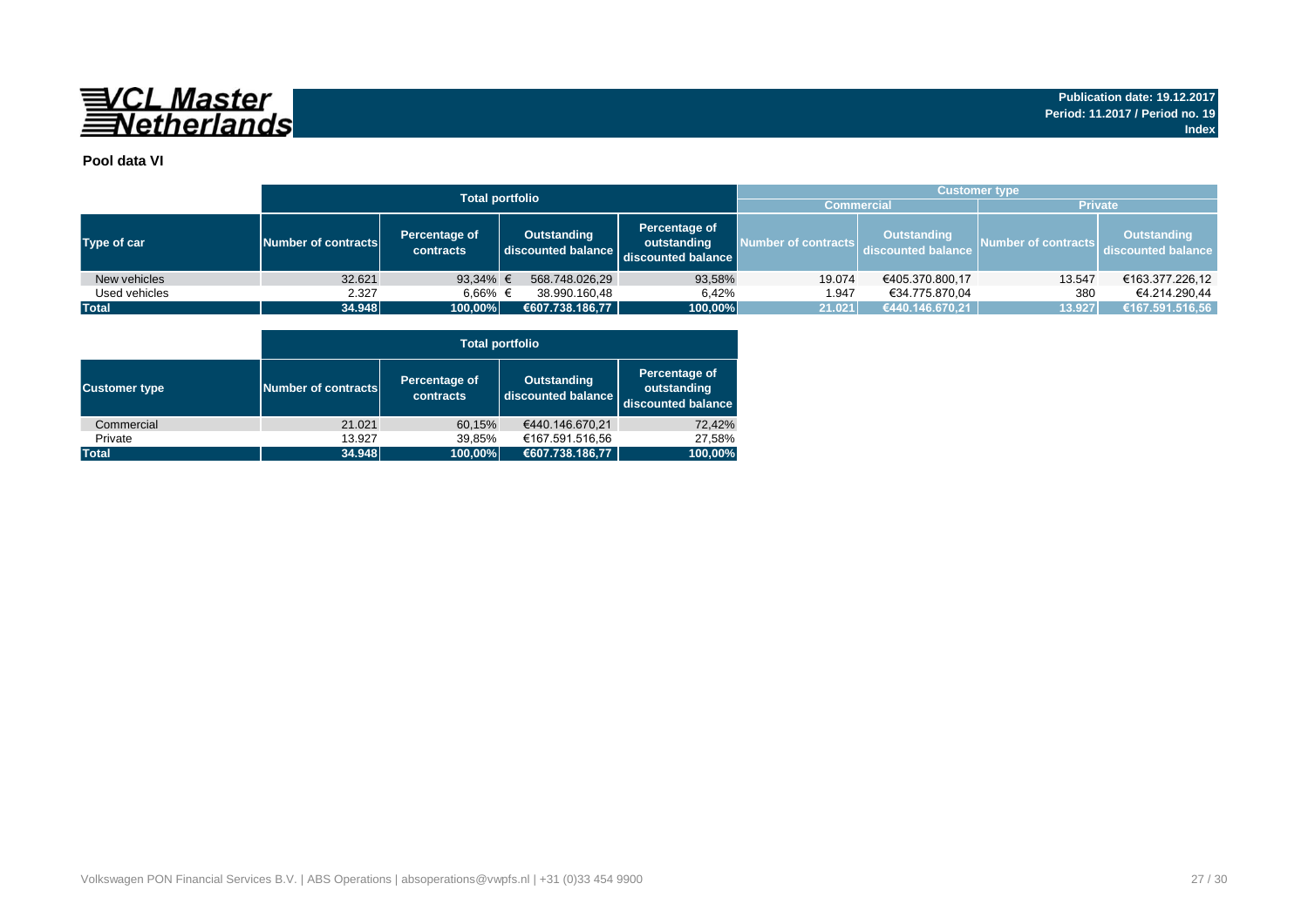**VCL Master Netherlands**

**Publication date: 19.12.2017**
**Period: 11.2017 / Period no. 19**
**Index**

## Pool data VI

| Type of car | Total portfolio | | | | Customer type | | | |
|---|---|---|---|---|---|---|---|---|
| | | | | | Commercial | | Private | |
| | Number of contracts | Percentage of contracts | Outstanding discounted balance | Percentage of outstanding discounted balance | Number of contracts | Outstanding discounted balance | Number of contracts | Outstanding discounted balance |
| New vehicles | 32.621 | 93,34% | € 568.748.026,29 | 93,58% | 19.074 | €405.370.800,17 | 13.547 | €163.377.226,12 |
| Used vehicles | 2.327 | 6,66% | € 38.990.160,48 | 6,42% | 1.947 | €34.775.870,04 | 380 | €4.214.290,44 |
| **Total** | **34.948** | **100,00%** | **€607.738.186,77** | **100,00%** | **21.021** | **€440.146.670,21** | **13.927** | **€167.591.516,56** |

| Customer type | Total portfolio | | | |
|---|---|---|---|---|
| | Number of contracts | Percentage of contracts | Outstanding discounted balance | Percentage of outstanding discounted balance |
| Commercial | 21.021 | 60,15% | €440.146.670,21 | 72,42% |
| Private | 13.927 | 39,85% | €167.591.516,56 | 27,58% |
| **Total** | **34.948** | **100,00%** | **€607.738.186,77** | **100,00%** |

Volkswagen PON Financial Services B.V. | ABS Operations | absoperations@vwpfs.nl | +31 (0)33 454 9900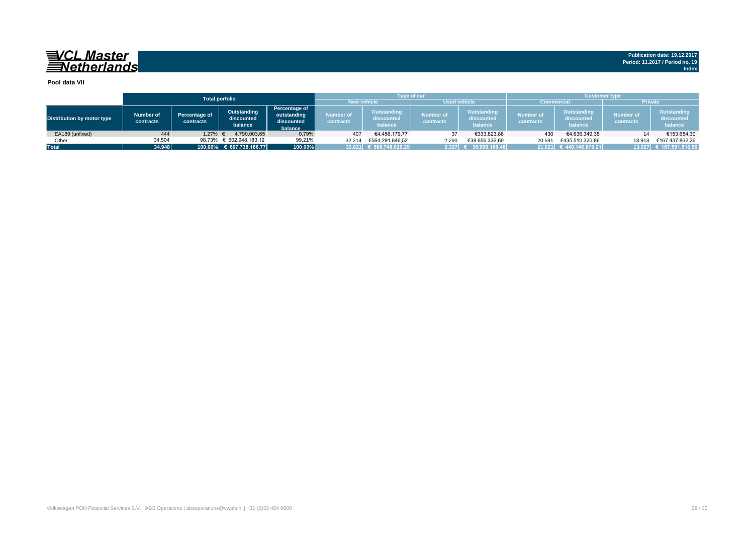**VCL Master Netherlands**

**Publication date: 19.12.2017**
**Period: 11.2017 / Period no. 19**
**Index**

**Pool data VII**

| | Total porfolio | | | | Type of car | | | | Customer type | | | |
|---|---|---|---|---|---|---|---|---|---|---|---|---|
| | | | | | New vehicle | | Used vehicle | | Commercial | | Private | |
| Distribution by motor type | Number of contracts | Percentage of contracts | Outstanding discounted balance | Percentage of outstanding discounted balance | Number of contracts | Outstanding discounted balance | Number of contracts | Outstanding discounted balance | Number of contracts | Outstanding discounted balance | Number of contracts | Outstanding discounted balance |
| EA189 (unfixed) | 444 | 1,27% | € 4.790.003,65 | 0,79% | 407 | €4.456.179,77 | 37 | €333.823,88 | 430 | €4.636.349,35 | 14 | €153.654,30 |
| Other | 34.504 | 98,73% | € 602.948.183,12 | 99,21% | 32.214 | €564.291.846,52 | 2.290 | €38.656.336,60 | 20.591 | €435.510.320,86 | 13.913 | €167.437.862,26 |
| **Total** | **34.948** | **100,00%** | **€ 607.738.186,77** | **100,00%** | **32.621** | **€ 568.748.026,29** | **2.327** | **€ 38.990.160,48** | **21.021** | **€ 440.146.670,21** | **13.927** | **€ 167.591.516,56** |

Volkswagen PON Financial Services B.V. | ABS Operations | absoperations@vwpfs.nl | +31 (0)33 454 9900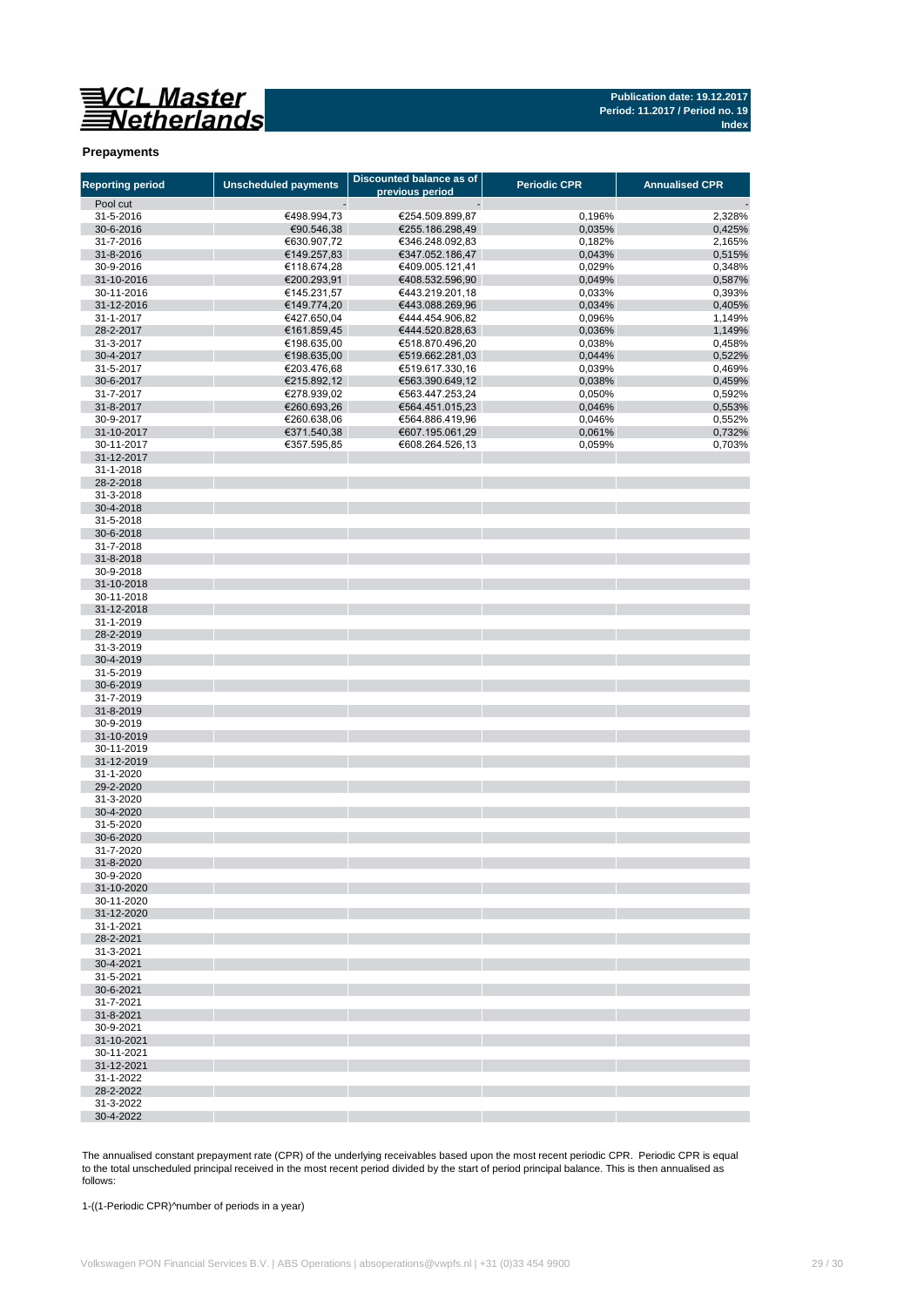**Publication date: 19.12.2017**
**Period: 11.2017 / Period no. 19**
**Index**

## Prepayments

| Reporting period | Unscheduled payments | Discounted balance as of previous period | Periodic CPR | Annualised CPR |
|---|---|---|---|---|
| Pool cut | - | - | | - |
| 31-5-2016 | €498.994,73 | €254.509.899,87 | 0,196% | 2,328% |
| 30-6-2016 | €90.546,38 | €255.186.298,49 | 0,035% | 0,425% |
| 31-7-2016 | €630.907,72 | €346.248.092,83 | 0,182% | 2,165% |
| 31-8-2016 | €149.257,83 | €347.052.186,47 | 0,043% | 0,515% |
| 30-9-2016 | €118.674,28 | €409.005.121,41 | 0,029% | 0,348% |
| 31-10-2016 | €200.293,91 | €408.532.596,90 | 0,049% | 0,587% |
| 30-11-2016 | €145.231,57 | €443.219.201,18 | 0,033% | 0,393% |
| 31-12-2016 | €149.774,20 | €443.088.269,96 | 0,034% | 0,405% |
| 31-1-2017 | €427.650,04 | €444.454.906,82 | 0,096% | 1,149% |
| 28-2-2017 | €161.859,45 | €444.520.828,63 | 0,036% | 1,149% |
| 31-3-2017 | €198.635,00 | €518.870.496,20 | 0,038% | 0,458% |
| 30-4-2017 | €198.635,00 | €519.662.281,03 | 0,044% | 0,522% |
| 31-5-2017 | €203.476,68 | €519.617.330,16 | 0,039% | 0,469% |
| 30-6-2017 | €215.892,12 | €563.390.649,12 | 0,038% | 0,459% |
| 31-7-2017 | €278.939,02 | €563.447.253,24 | 0,050% | 0,592% |
| 31-8-2017 | €260.693,26 | €564.451.015,23 | 0,046% | 0,553% |
| 30-9-2017 | €260.638,06 | €564.886.419,96 | 0,046% | 0,552% |
| 31-10-2017 | €371.540,38 | €607.195.061,29 | 0,061% | 0,732% |
| 30-11-2017 | €357.595,85 | €608.264.526,13 | 0,059% | 0,703% |
| 31-12-2017 | | | | |
| 31-1-2018 | | | | |
| 28-2-2018 | | | | |
| 31-3-2018 | | | | |
| 30-4-2018 | | | | |
| 31-5-2018 | | | | |
| 30-6-2018 | | | | |
| 31-7-2018 | | | | |
| 31-8-2018 | | | | |
| 30-9-2018 | | | | |
| 31-10-2018 | | | | |
| 30-11-2018 | | | | |
| 31-12-2018 | | | | |
| 31-1-2019 | | | | |
| 28-2-2019 | | | | |
| 31-3-2019 | | | | |
| 30-4-2019 | | | | |
| 31-5-2019 | | | | |
| 30-6-2019 | | | | |
| 31-7-2019 | | | | |
| 31-8-2019 | | | | |
| 30-9-2019 | | | | |
| 31-10-2019 | | | | |
| 30-11-2019 | | | | |
| 31-12-2019 | | | | |
| 31-1-2020 | | | | |
| 29-2-2020 | | | | |
| 31-3-2020 | | | | |
| 30-4-2020 | | | | |
| 31-5-2020 | | | | |
| 30-6-2020 | | | | |
| 31-7-2020 | | | | |
| 31-8-2020 | | | | |
| 30-9-2020 | | | | |
| 31-10-2020 | | | | |
| 30-11-2020 | | | | |
| 31-12-2020 | | | | |
| 31-1-2021 | | | | |
| 28-2-2021 | | | | |
| 31-3-2021 | | | | |
| 30-4-2021 | | | | |
| 31-5-2021 | | | | |
| 30-6-2021 | | | | |
| 31-7-2021 | | | | |
| 31-8-2021 | | | | |
| 30-9-2021 | | | | |
| 31-10-2021 | | | | |
| 30-11-2021 | | | | |
| 31-12-2021 | | | | |
| 31-1-2022 | | | | |
| 28-2-2022 | | | | |
| 31-3-2022 | | | | |
| 30-4-2022 | | | | |

The annualised constant prepayment rate (CPR) of the underlying receivables based upon the most recent periodic CPR. Periodic CPR is equal to the total unscheduled principal received in the most recent period divided by the start of period principal balance. This is then annualised as follows:

1-((1-Periodic CPR)^number of periods in a year)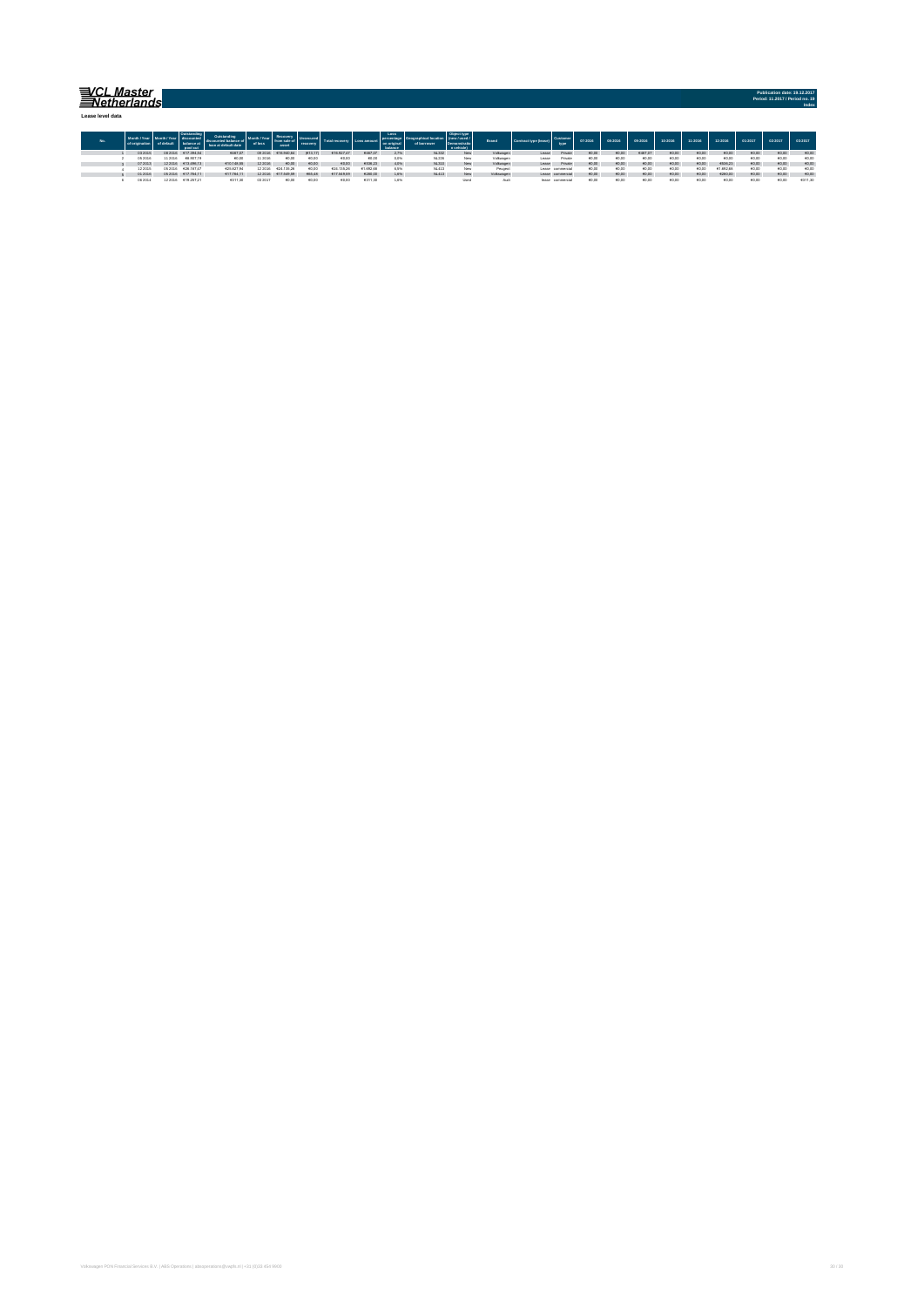# VCL Master Netherlands

Publication date: 19.12.2017
Period: 11.2017 / Period no. 19
Index

**Lease level data**

| No. | Month / Year of origination | Month / Year of default | Outstanding discounted balance at pool cut | Outstanding discounted balance of loan at default date | Month / Year of loss | Recovery from sale of asset | Unsecured recovery | Total recovery | Loss amount | Loss percentage on original balance | Geographical location of borrower | Object type (new / used / Demonstration vehicle) | Brand | Contract type (lease) | Customer type | 07-2016 | 08-2016 | 09-2016 | 10-2016 | 11-2016 | 12-2016 | 01-2017 | 02-2017 | 03-2017 |
|---|---|---|---|---|---|---|---|---|---|---|---|---|---|---|---|---|---|---|---|---|---|---|---|---|
| 1 | 03 2016 | 08 2016 | €17.286,56 | €387,27 | 09 2016 | €16.940,84 | (€13,77) | €16.927,07 | €387,27 | 2,2% | NL332 | New | Volkswagen | Lease | Private | €0,00 | €0,00 | €387,27 | €0,00 | €0,00 | €0,00 | €0,00 | €0,00 | €0,00 |
| 2 | 09 2016 | 11 2016 | €6.907,79 | €0,00 | 11 2016 | €0,00 | €0,00 | €0,00 | €0,00 | 0,0% | NL326 | New | Volkswagen | Lease | Private | €0,00 | €0,00 | €0,00 | €0,00 | €0,00 | €0,00 | €0,00 | €0,00 | €0,00 |
| 3 | 07 2013 | 12 2016 | €13.390,73 | €10.745,95 | 12 2016 | €0,00 | €0,00 | €0,00 | €536,23 | 4,0% | NL332 | New | Volkswagen | Lease | Private | €0,00 | €0,00 | €0,00 | €0,00 | €0,00 | €536,23 | €0,00 | €0,00 | €0,00 |
| 4 | 12 2016 | 05 2016 | €26.757,67 | €25.827,94 | 12 2016 | €24.735,26 | €0,00 | €24.735,26 | €1.092,68 | 4,6% | NL413 | New | Peugeot | Lease | commercial | €0,00 | €0,00 | €0,00 | €0,00 | €0,00 | €1.092,68 | €0,00 | €0,00 | €0,00 |
| 5 | 01 2016 | 05 2016 | €17.784,11 | €17.784,11 | 12 2016 | €17.549,98 | €65,43 | €17.615,51 | €280,00 | 1,6% | NL413 | New | Volkswagen | Lease | commercial | €0,00 | €0,00 | €0,00 | €0,00 | €0,00 | €280,00 | €0,00 | €0,00 | €0,00 |
| 6 | 06 2014 | 12 2016 | €76.257,21 | €371,30 | 03 2017 | €0,00 | €0,00 | €0,00 | €371,30 | 1,6% | | Used | Audi | lease | commercial | €0,00 | €0,00 | €0,00 | €0,00 | €0,00 | €0,00 | €0,00 | €0,00 | €371,30 |

Volkswagen PON Financial Services B.V. | ABS Operations | absoperations@vwpfs.nl | +31 (0)33 454 9500